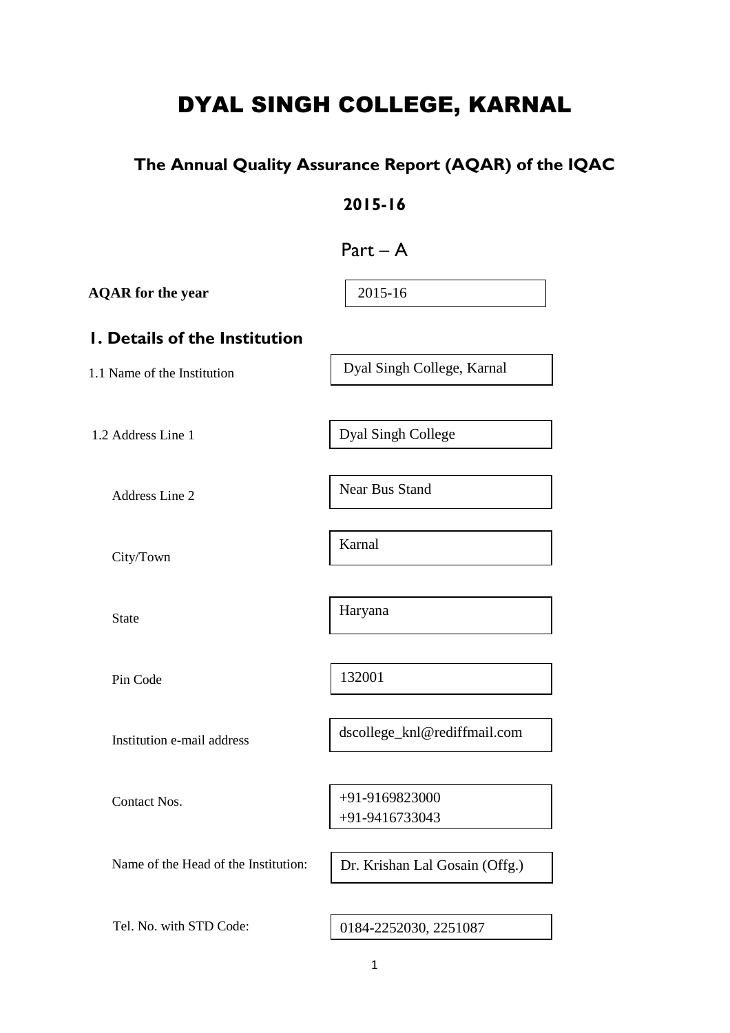# DYAL SINGH COLLEGE, KARNAL

## The Annual Quality Assurance Report (AQAR) of the IQAC

## 2015-16

## Part – A

**AQAR for the year** 2015-16

## 1. Details of the Institution

| | |
|---|---|
| 1.1 Name of the Institution | Dyal Singh College, Karnal |
| 1.2 Address Line 1 | Dyal Singh College |
| Address Line 2 | Near Bus Stand |
| City/Town | Karnal |
| State | Haryana |
| Pin Code | 132001 |
| Institution e-mail address | dscollege_knl@rediffmail.com |
| Contact Nos. | +91-9169823000<br>+91-9416733043 |
| Name of the Head of the Institution: | Dr. Krishan Lal Gosain (Offg.) |
| Tel. No. with STD Code: | 0184-2252030, 2251087 |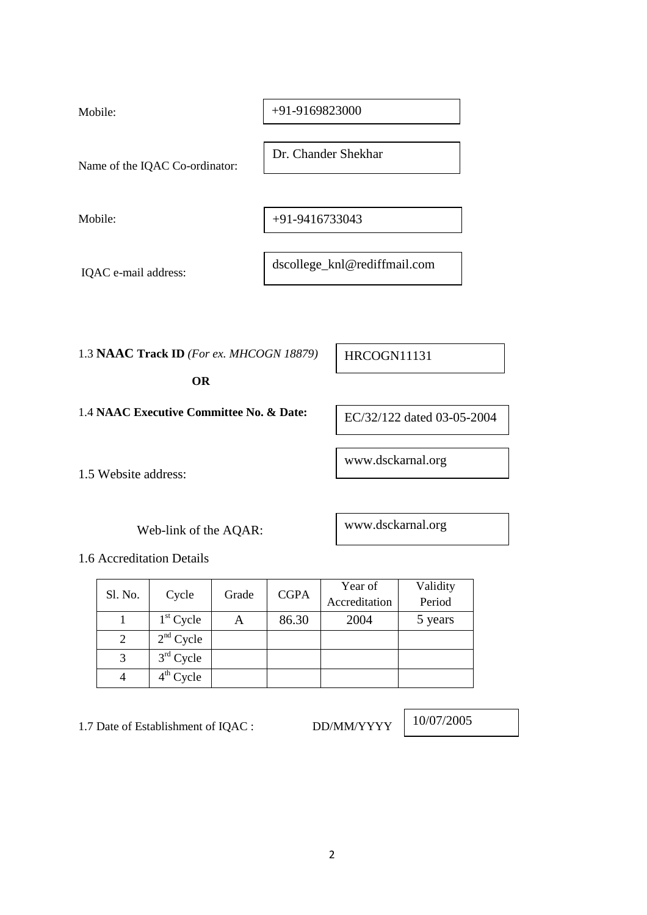Mobile: +91-9169823000

Name of the IQAC Co-ordinator: Dr. Chander Shekhar

Mobile: +91-9416733043

IQAC e-mail address: dscollege_knl@rediffmail.com

1.3 **NAAC Track ID** *(For ex. MHCOGN 18879)* HRCOGN11131

**OR**

1.4 **NAAC Executive Committee No. & Date:** EC/32/122 dated 03-05-2004

1.5 Website address: www.dsckarnal.org

Web-link of the AQAR: www.dsckarnal.org

1.6 Accreditation Details

| Sl. No. | Cycle | Grade | CGPA | Year of Accreditation | Validity Period |
|---|---|---|---|---|---|
| 1 | 1st Cycle | A | 86.30 | 2004 | 5 years |
| 2 | 2nd Cycle | | | | |
| 3 | 3rd Cycle | | | | |
| 4 | 4th Cycle | | | | |

1.7 Date of Establishment of IQAC : DD/MM/YYYY 10/07/2005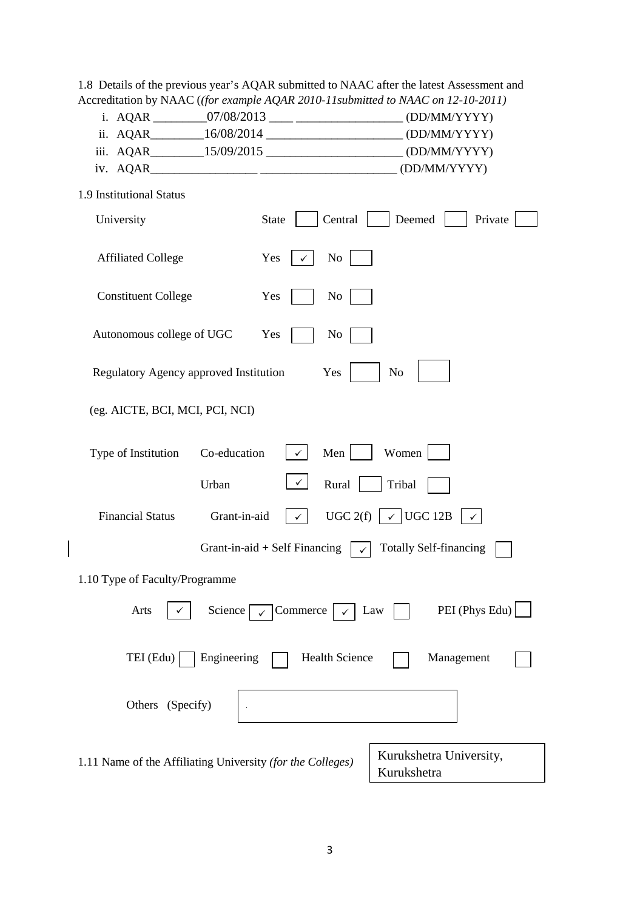1.8 Details of the previous year's AQAR submitted to NAAC after the latest Assessment and Accreditation by NAAC (*(for example AQAR 2010-11submitted to NAAC on 12-10-2011)*

i. AQAR _________07/08/2013 ____ _________________ (DD/MM/YYYY)
ii. AQAR_________16/08/2014 ______________________ (DD/MM/YYYY)
iii. AQAR_________15/09/2015 ______________________ (DD/MM/YYYY)
iv. AQAR_________________ ______________________ (DD/MM/YYYY)

1.9 Institutional Status

University: State [ ] Central [ ] Deemed [ ] Private [ ]

Affiliated College: Yes [✓] No [ ]

Constituent College: Yes [ ] No [ ]

Autonomous college of UGC: Yes [ ] No [ ]

Regulatory Agency approved Institution: Yes [ ] No [ ]

(eg. AICTE, BCI, MCI, PCI, NCI)

Type of Institution: Co-education [✓] Men [ ] Women [ ]

Urban [✓] Rural [ ] Tribal [ ]

Financial Status: Grant-in-aid [✓] UGC 2(f) [✓] UGC 12B [✓]

Grant-in-aid + Self Financing [✓] Totally Self-financing [ ]

1.10 Type of Faculty/Programme

Arts [✓] Science [✓] Commerce [✓] Law [ ] PEI (Phys Edu) [ ]

TEI (Edu) [ ] Engineering [ ] Health Science [ ] Management [ ]

Others (Specify) [ ]

1.11 Name of the Affiliating University *(for the Colleges)*: Kurukshetra University, Kurukshetra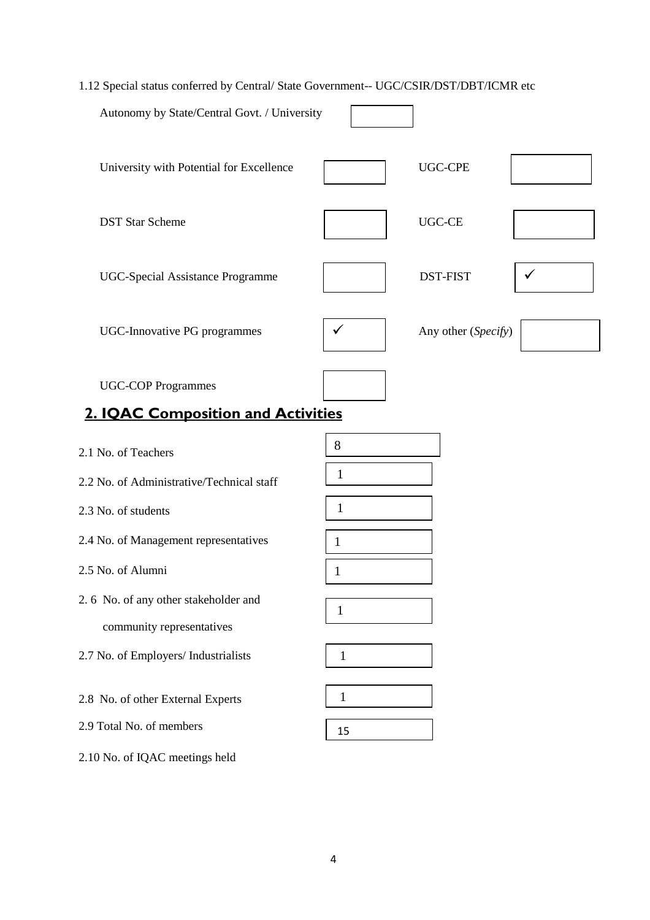1.12 Special status conferred by Central/ State Government-- UGC/CSIR/DST/DBT/ICMR etc

| | | | |
|---|---|---|---|
| Autonomy by State/Central Govt. / University | | | |
| University with Potential for Excellence | | UGC-CPE | |
| DST Star Scheme | | UGC-CE | |
| UGC-Special Assistance Programme | | DST-FIST | ✓ |
| UGC-Innovative PG programmes | ✓ | Any other (*Specify*) | |
| UGC-COP Programmes | | | |

## 2. IQAC Composition and Activities

| | |
|---|---|
| 2.1 No. of Teachers | 8 |
| 2.2 No. of Administrative/Technical staff | 1 |
| 2.3 No. of students | 1 |
| 2.4 No. of Management representatives | 1 |
| 2.5 No. of Alumni | 1 |
| 2.6 No. of any other stakeholder and community representatives | 1 |
| 2.7 No. of Employers/ Industrialists | 1 |
| 2.8 No. of other External Experts | 1 |
| 2.9 Total No. of members | 15 |
| 2.10 No. of IQAC meetings held | |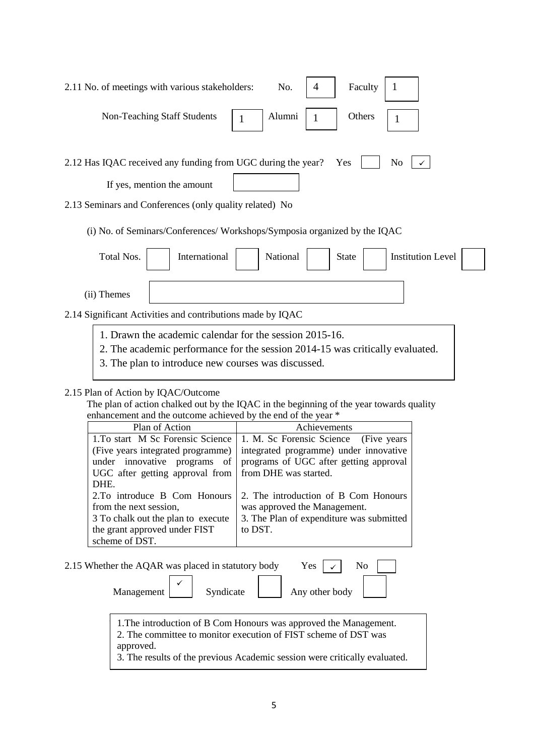2.11 No. of meetings with various stakeholders: No. 4 Faculty 1

Non-Teaching Staff Students 1 Alumni 1 Others 1

2.12 Has IQAC received any funding from UGC during the year? Yes ☐ No ✓

If yes, mention the amount

2.13 Seminars and Conferences (only quality related) No

(i) No. of Seminars/Conferences/ Workshops/Symposia organized by the IQAC

Total Nos. ☐ International ☐ National ☐ State ☐ Institution Level ☐

(ii) Themes

2.14 Significant Activities and contributions made by IQAC

1. Drawn the academic calendar for the session 2015-16.
2. The academic performance for the session 2014-15 was critically evaluated.
3. The plan to introduce new courses was discussed.

2.15 Plan of Action by IQAC/Outcome

The plan of action chalked out by the IQAC in the beginning of the year towards quality enhancement and the outcome achieved by the end of the year *

| Plan of Action | Achievements |
|---|---|
| 1.To start M Sc Forensic Science (Five years integrated programme) under innovative programs of UGC after getting approval from DHE. | 1. M. Sc Forensic Science (Five years integrated programme) under innovative programs of UGC after getting approval from DHE was started. |
| 2.To introduce B Com Honours from the next session,<br>3 To chalk out the plan to execute the grant approved under FIST scheme of DST. | 2. The introduction of B Com Honours was approved the Management.<br>3. The Plan of expenditure was submitted to DST. |

2.15 Whether the AQAR was placed in statutory body Yes ✓ No ☐

Management ✓ Syndicate ☐ Any other body ☐

1.The introduction of B Com Honours was approved the Management.
2. The committee to monitor execution of FIST scheme of DST was approved.
3. The results of the previous Academic session were critically evaluated.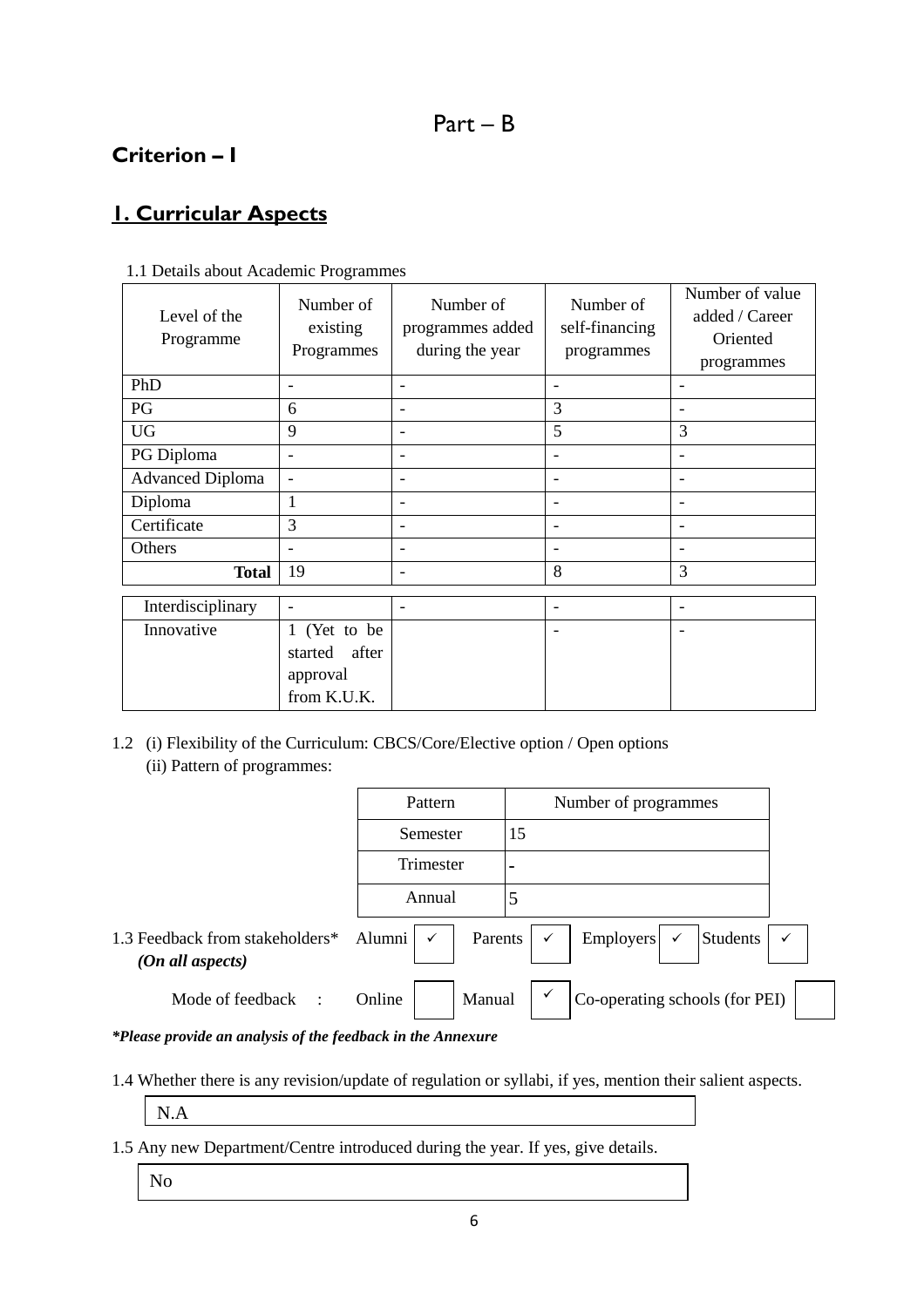# Part – B

## Criterion – I

## 1. Curricular Aspects

1.1 Details about Academic Programmes

| Level of the Programme | Number of existing Programmes | Number of programmes added during the year | Number of self-financing programmes | Number of value added / Career Oriented programmes |
|---|---|---|---|---|
| PhD | - | - | - | - |
| PG | 6 | - | 3 | - |
| UG | 9 | - | 5 | 3 |
| PG Diploma | - | - | - | - |
| Advanced Diploma | - | - | - | - |
| Diploma | 1 | - | - | - |
| Certificate | 3 | - | - | - |
| Others | - | - | - | - |
| **Total** | 19 | - | 8 | 3 |

| | | | | |
|---|---|---|---|---|
| Interdisciplinary | - | - | - | - |
| Innovative | 1 (Yet to be started after approval from K.U.K. | | - | - |

1.2 (i) Flexibility of the Curriculum: CBCS/Core/Elective option / Open options

(ii) Pattern of programmes:

| Pattern | Number of programmes |
|---|---|
| Semester | 15 |
| Trimester | - |
| Annual | 5 |

1.3 Feedback from stakeholders* *(On all aspects)* Alumni ✓ Parents ✓ Employers ✓ Students ✓

Mode of feedback : Online ☐ Manual ✓ Co-operating schools (for PEI) ☐

***Please provide an analysis of the feedback in the Annexure***

1.4 Whether there is any revision/update of regulation or syllabi, if yes, mention their salient aspects.

N.A

1.5 Any new Department/Centre introduced during the year. If yes, give details.

No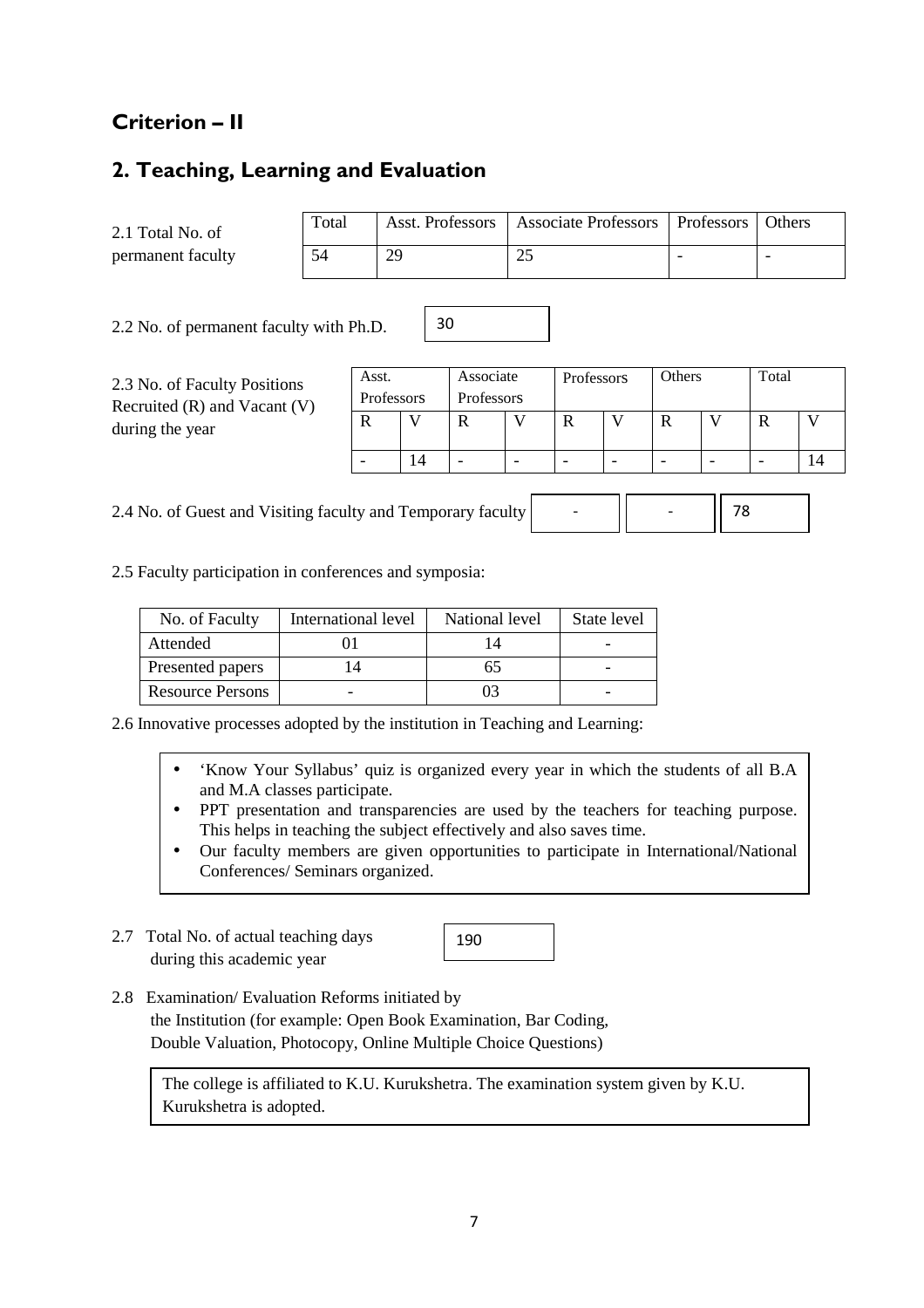## Criterion – II

## 2. Teaching, Learning and Evaluation

2.1 Total No. of permanent faculty

| Total | Asst. Professors | Associate Professors | Professors | Others |
|---|---|---|---|---|
| 54 | 29 | 25 | - | - |

2.2 No. of permanent faculty with Ph.D. 30

2.3 No. of Faculty Positions Recruited (R) and Vacant (V) during the year

| Asst. Professors | | Associate Professors | | Professors | | Others | | Total | |
|---|---|---|---|---|---|---|---|---|---|
| R | V | R | V | R | V | R | V | R | V |
| - | 14 | - | - | - | - | - | - | - | 14 |

2.4 No. of Guest and Visiting faculty and Temporary faculty  -  -  78

2.5 Faculty participation in conferences and symposia:

| No. of Faculty | International level | National level | State level |
|---|---|---|---|
| Attended | 01 | 14 | - |
| Presented papers | 14 | 65 | - |
| Resource Persons | - | 03 | - |

2.6 Innovative processes adopted by the institution in Teaching and Learning:

- 'Know Your Syllabus' quiz is organized every year in which the students of all B.A and M.A classes participate.
- PPT presentation and transparencies are used by the teachers for teaching purpose. This helps in teaching the subject effectively and also saves time.
- Our faculty members are given opportunities to participate in International/National Conferences/ Seminars organized.

2.7 Total No. of actual teaching days during this academic year  190

2.8 Examination/ Evaluation Reforms initiated by the Institution (for example: Open Book Examination, Bar Coding, Double Valuation, Photocopy, Online Multiple Choice Questions)

The college is affiliated to K.U. Kurukshetra. The examination system given by K.U. Kurukshetra is adopted.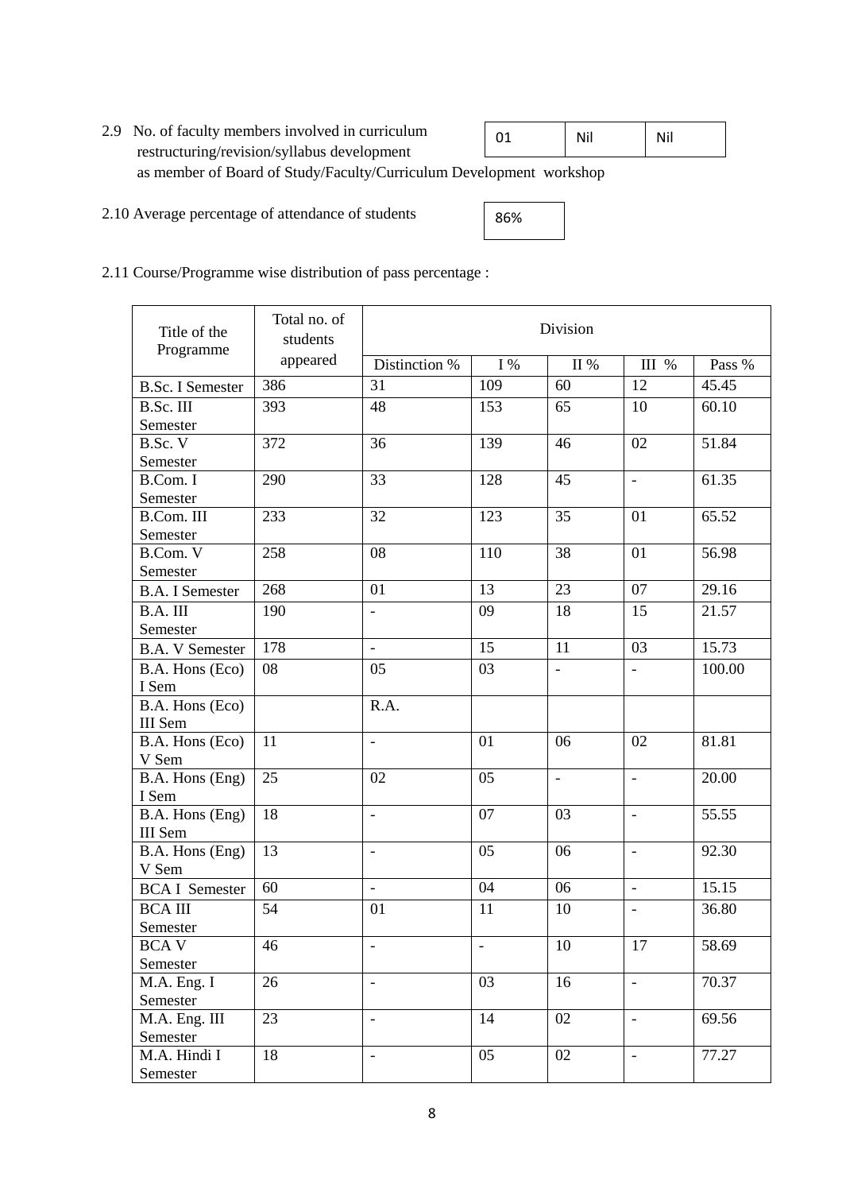2.9 No. of faculty members involved in curriculum restructuring/revision/syllabus development as member of Board of Study/Faculty/Curriculum Development workshop

| 01 | Nil | Nil |
|---|---|---|

2.10 Average percentage of attendance of students

| 86% |
|---|

2.11 Course/Programme wise distribution of pass percentage :

| Title of the Programme | Total no. of students appeared | Division | | | | |
|---|---|---|---|---|---|---|
| | | Distinction % | I % | II % | III % | Pass % |
| B.Sc. I Semester | 386 | 31 | 109 | 60 | 12 | 45.45 |
| B.Sc. III Semester | 393 | 48 | 153 | 65 | 10 | 60.10 |
| B.Sc. V Semester | 372 | 36 | 139 | 46 | 02 | 51.84 |
| B.Com. I Semester | 290 | 33 | 128 | 45 | - | 61.35 |
| B.Com. III Semester | 233 | 32 | 123 | 35 | 01 | 65.52 |
| B.Com. V Semester | 258 | 08 | 110 | 38 | 01 | 56.98 |
| B.A. I Semester | 268 | 01 | 13 | 23 | 07 | 29.16 |
| B.A. III Semester | 190 | - | 09 | 18 | 15 | 21.57 |
| B.A. V Semester | 178 | - | 15 | 11 | 03 | 15.73 |
| B.A. Hons (Eco) I Sem | 08 | 05 | 03 | - | - | 100.00 |
| B.A. Hons (Eco) III Sem | | R.A. | | | | |
| B.A. Hons (Eco) V Sem | 11 | - | 01 | 06 | 02 | 81.81 |
| B.A. Hons (Eng) I Sem | 25 | 02 | 05 | - | - | 20.00 |
| B.A. Hons (Eng) III Sem | 18 | - | 07 | 03 | - | 55.55 |
| B.A. Hons (Eng) V Sem | 13 | - | 05 | 06 | - | 92.30 |
| BCA I Semester | 60 | - | 04 | 06 | - | 15.15 |
| BCA III Semester | 54 | 01 | 11 | 10 | - | 36.80 |
| BCA V Semester | 46 | - | - | 10 | 17 | 58.69 |
| M.A. Eng. I Semester | 26 | - | 03 | 16 | - | 70.37 |
| M.A. Eng. III Semester | 23 | - | 14 | 02 | - | 69.56 |
| M.A. Hindi I Semester | 18 | - | 05 | 02 | - | 77.27 |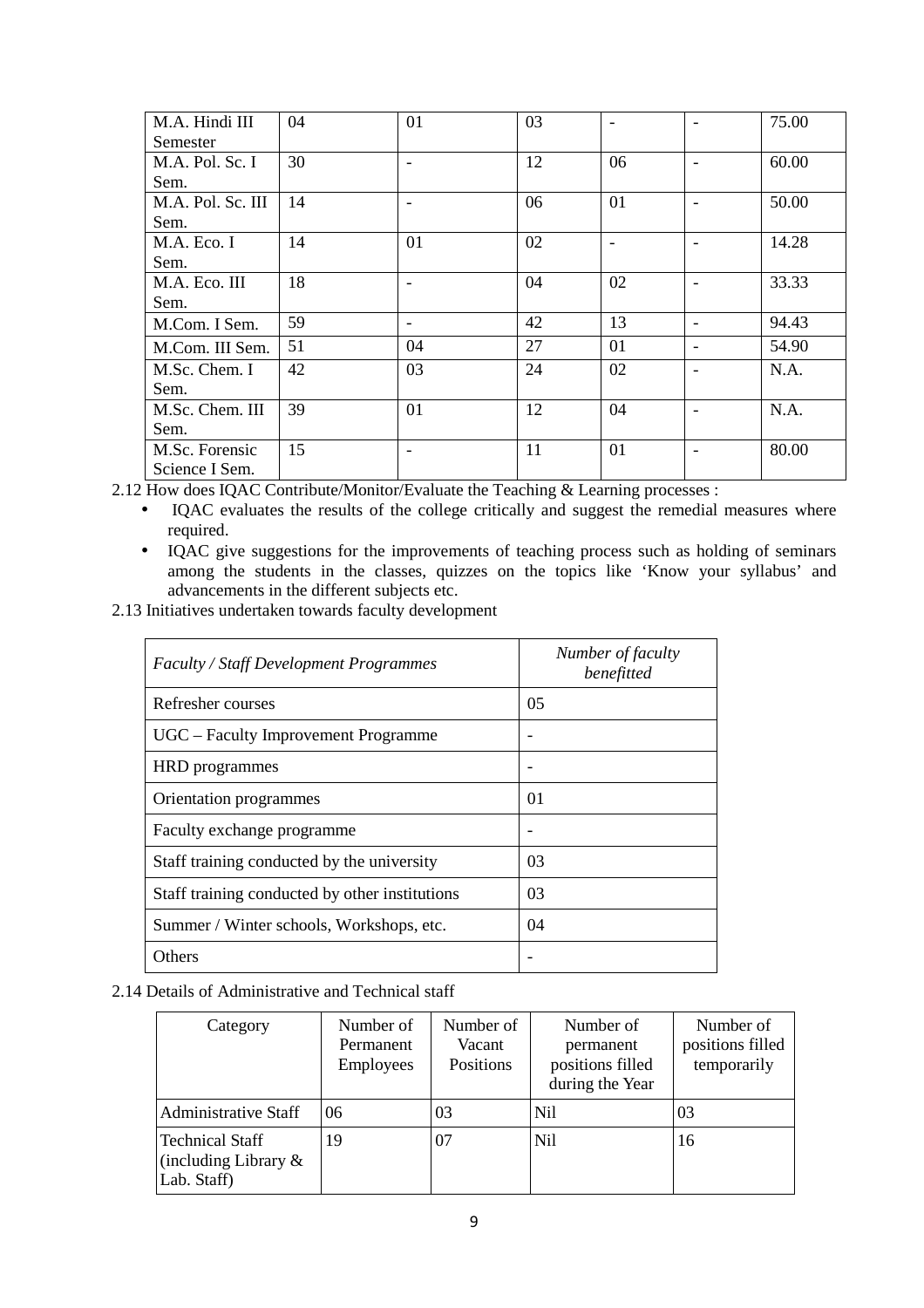| | | | | | | |
|---|---|---|---|---|---|---|
| M.A. Hindi III Semester | 04 | 01 | 03 | - | - | 75.00 |
| M.A. Pol. Sc. I Sem. | 30 | - | 12 | 06 | - | 60.00 |
| M.A. Pol. Sc. III Sem. | 14 | - | 06 | 01 | - | 50.00 |
| M.A. Eco. I Sem. | 14 | 01 | 02 | - | - | 14.28 |
| M.A. Eco. III Sem. | 18 | - | 04 | 02 | - | 33.33 |
| M.Com. I Sem. | 59 | - | 42 | 13 | - | 94.43 |
| M.Com. III Sem. | 51 | 04 | 27 | 01 | - | 54.90 |
| M.Sc. Chem. I Sem. | 42 | 03 | 24 | 02 | - | N.A. |
| M.Sc. Chem. III Sem. | 39 | 01 | 12 | 04 | - | N.A. |
| M.Sc. Forensic Science I Sem. | 15 | - | 11 | 01 | - | 80.00 |

2.12 How does IQAC Contribute/Monitor/Evaluate the Teaching & Learning processes :

- IQAC evaluates the results of the college critically and suggest the remedial measures where required.
- IQAC give suggestions for the improvements of teaching process such as holding of seminars among the students in the classes, quizzes on the topics like 'Know your syllabus' and advancements in the different subjects etc.

2.13 Initiatives undertaken towards faculty development

| *Faculty / Staff Development Programmes* | *Number of faculty benefitted* |
|---|---|
| Refresher courses | 05 |
| UGC – Faculty Improvement Programme | - |
| HRD programmes | - |
| Orientation programmes | 01 |
| Faculty exchange programme | - |
| Staff training conducted by the university | 03 |
| Staff training conducted by other institutions | 03 |
| Summer / Winter schools, Workshops, etc. | 04 |
| Others | - |

2.14 Details of Administrative and Technical staff

| Category | Number of Permanent Employees | Number of Vacant Positions | Number of permanent positions filled during the Year | Number of positions filled temporarily |
|---|---|---|---|---|
| Administrative Staff | 06 | 03 | Nil | 03 |
| Technical Staff (including Library & Lab. Staff) | 19 | 07 | Nil | 16 |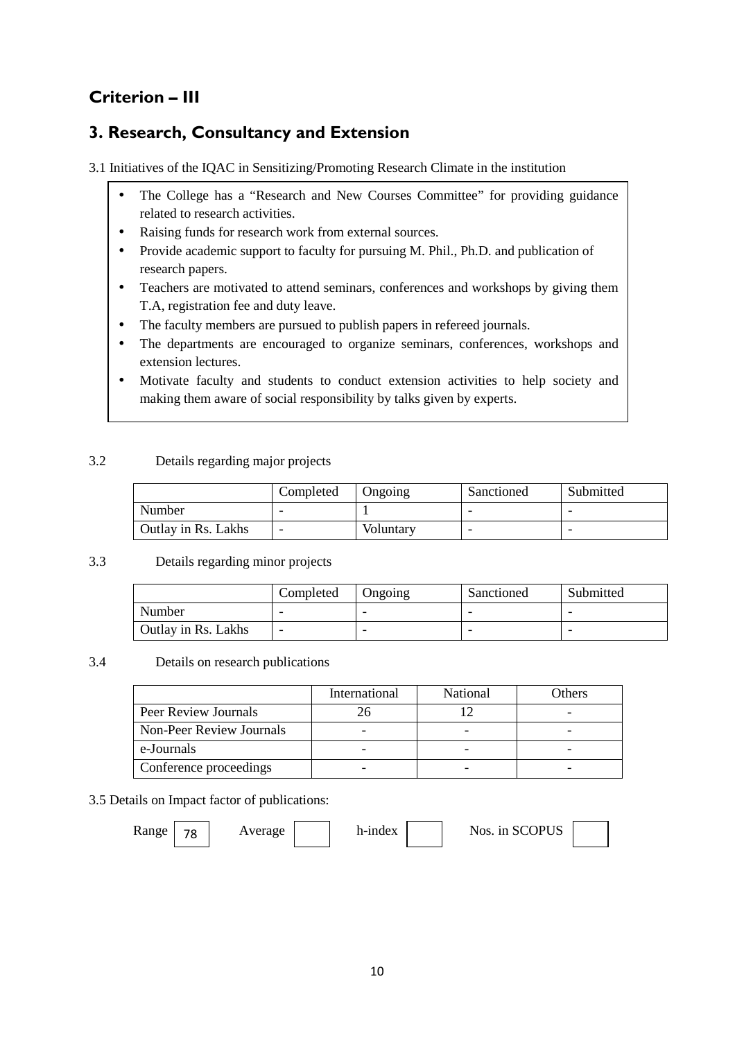## Criterion – III

## 3. Research, Consultancy and Extension

3.1 Initiatives of the IQAC in Sensitizing/Promoting Research Climate in the institution

- The College has a "Research and New Courses Committee" for providing guidance related to research activities.
- Raising funds for research work from external sources.
- Provide academic support to faculty for pursuing M. Phil., Ph.D. and publication of research papers.
- Teachers are motivated to attend seminars, conferences and workshops by giving them T.A, registration fee and duty leave.
- The faculty members are pursued to publish papers in refereed journals.
- The departments are encouraged to organize seminars, conferences, workshops and extension lectures.
- Motivate faculty and students to conduct extension activities to help society and making them aware of social responsibility by talks given by experts.

3.2 Details regarding major projects

| | Completed | Ongoing | Sanctioned | Submitted |
|---|---|---|---|---|
| Number | - | 1 | - | - |
| Outlay in Rs. Lakhs | - | Voluntary | - | - |

3.3 Details regarding minor projects

| | Completed | Ongoing | Sanctioned | Submitted |
|---|---|---|---|---|
| Number | - | - | - | - |
| Outlay in Rs. Lakhs | - | - | - | - |

3.4 Details on research publications

| | International | National | Others |
|---|---|---|---|
| Peer Review Journals | 26 | 12 | - |
| Non-Peer Review Journals | - | - | - |
| e-Journals | - | - | - |
| Conference proceedings | - | - | - |

3.5 Details on Impact factor of publications:

| Range | 78 | Average | | h-index | | Nos. in SCOPUS | |
|---|---|---|---|---|---|---|---|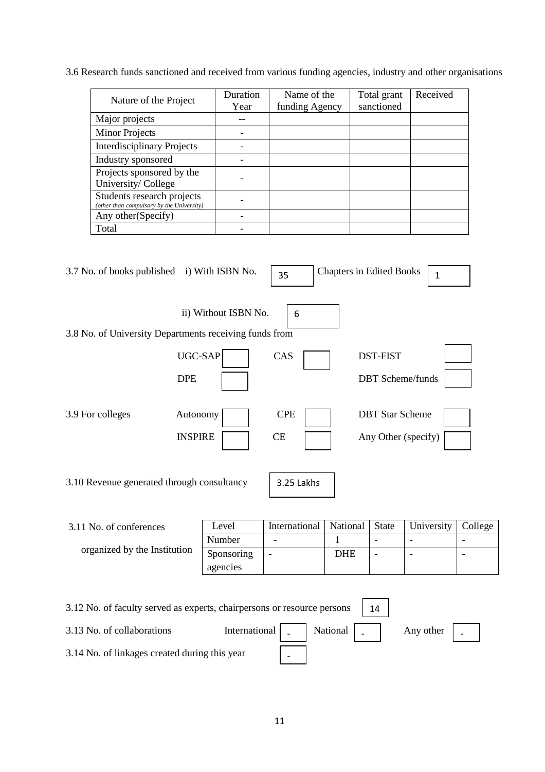3.6 Research funds sanctioned and received from various funding agencies, industry and other organisations

| Nature of the Project | Duration Year | Name of the funding Agency | Total grant sanctioned | Received |
|---|---|---|---|---|
| Major projects | -- | | | |
| Minor Projects | - | | | |
| Interdisciplinary Projects | - | | | |
| Industry sponsored | - | | | |
| Projects sponsored by the University/ College | - | | | |
| Students research projects *(other than compulsory by the University)* | - | | | |
| Any other(Specify) | - | | | |
| Total | - | | | |

3.7 No. of books published i) With ISBN No. 35 Chapters in Edited Books 1

ii) Without ISBN No. 6

3.8 No. of University Departments receiving funds from

UGC-SAP CAS DST-FIST

DPE DBT Scheme/funds

3.9 For colleges Autonomy CPE DBT Star Scheme

INSPIRE CE Any Other (specify)

3.10 Revenue generated through consultancy 3.25 Lakhs

3.11 No. of conferences organized by the Institution

| Level | International | National | State | University | College |
|---|---|---|---|---|---|
| Number | - | 1 | - | - | - |
| Sponsoring agencies | - | DHE | - | - | - |

3.12 No. of faculty served as experts, chairpersons or resource persons 14

3.13 No. of collaborations International - National - Any other -

3.14 No. of linkages created during this year -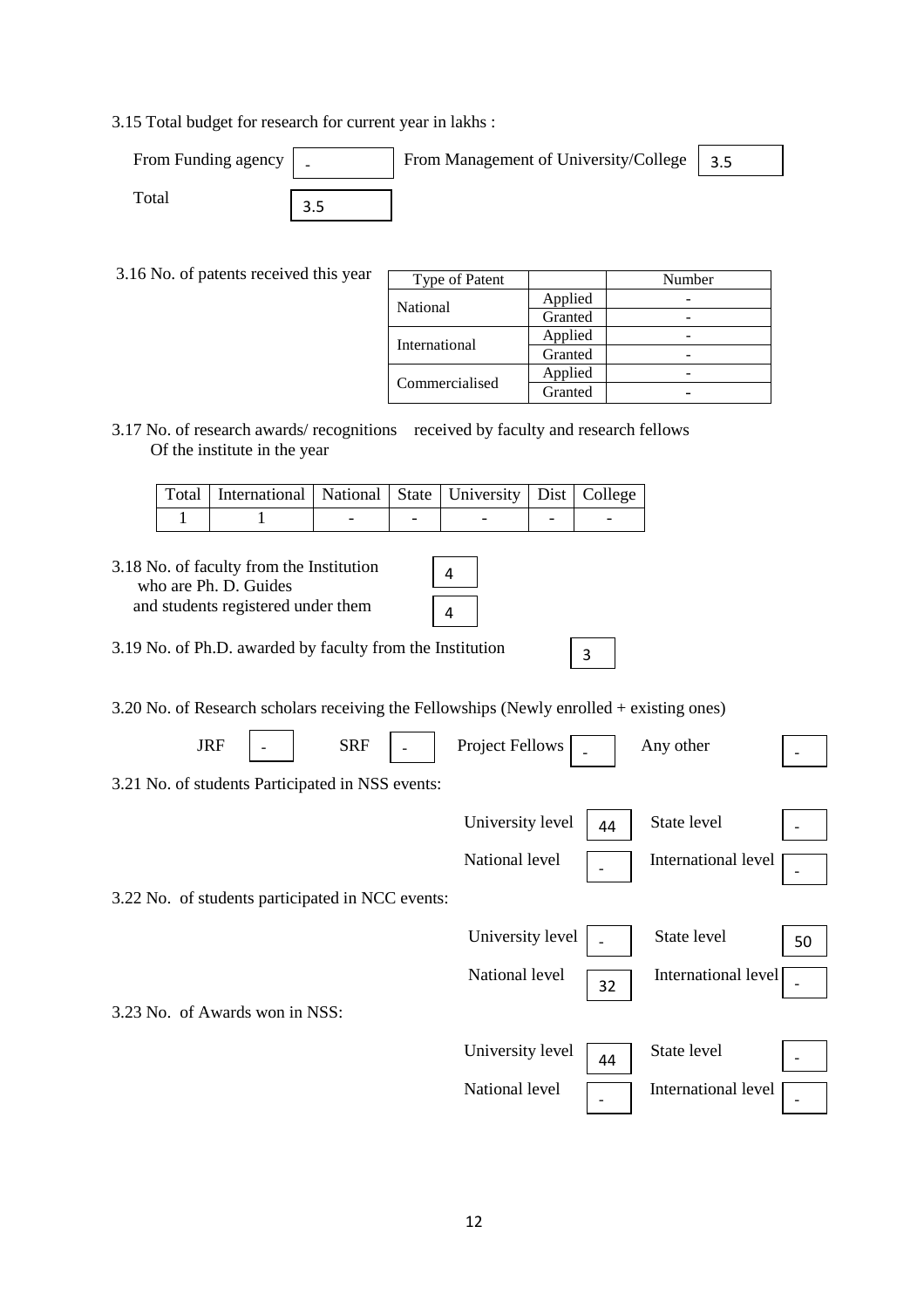3.15 Total budget for research for current year in lakhs :

From Funding agency: -  From Management of University/College: 3.5

Total: 3.5

3.16 No. of patents received this year

| Type of Patent | | Number |
|---|---|---|
| National | Applied | - |
| | Granted | - |
| International | Applied | - |
| | Granted | - |
| Commercialised | Applied | - |
| | Granted | - |

3.17 No. of research awards/ recognitions received by faculty and research fellows Of the institute in the year

| Total | International | National | State | University | Dist | College |
|---|---|---|---|---|---|---|
| 1 | 1 | - | - | - | - | - |

3.18 No. of faculty from the Institution who are Ph. D. Guides: 4

and students registered under them: 4

3.19 No. of Ph.D. awarded by faculty from the Institution: 3

3.20 No. of Research scholars receiving the Fellowships (Newly enrolled + existing ones)

JRF: -  SRF: -  Project Fellows: -  Any other: -

3.21 No. of students Participated in NSS events:

University level: 44  State level: -

National level: -  International level: -

3.22 No. of students participated in NCC events:

University level: -  State level: 50

National level: 32  International level: -

3.23 No. of Awards won in NSS:

University level: 44  State level: -

National level: -  International level: -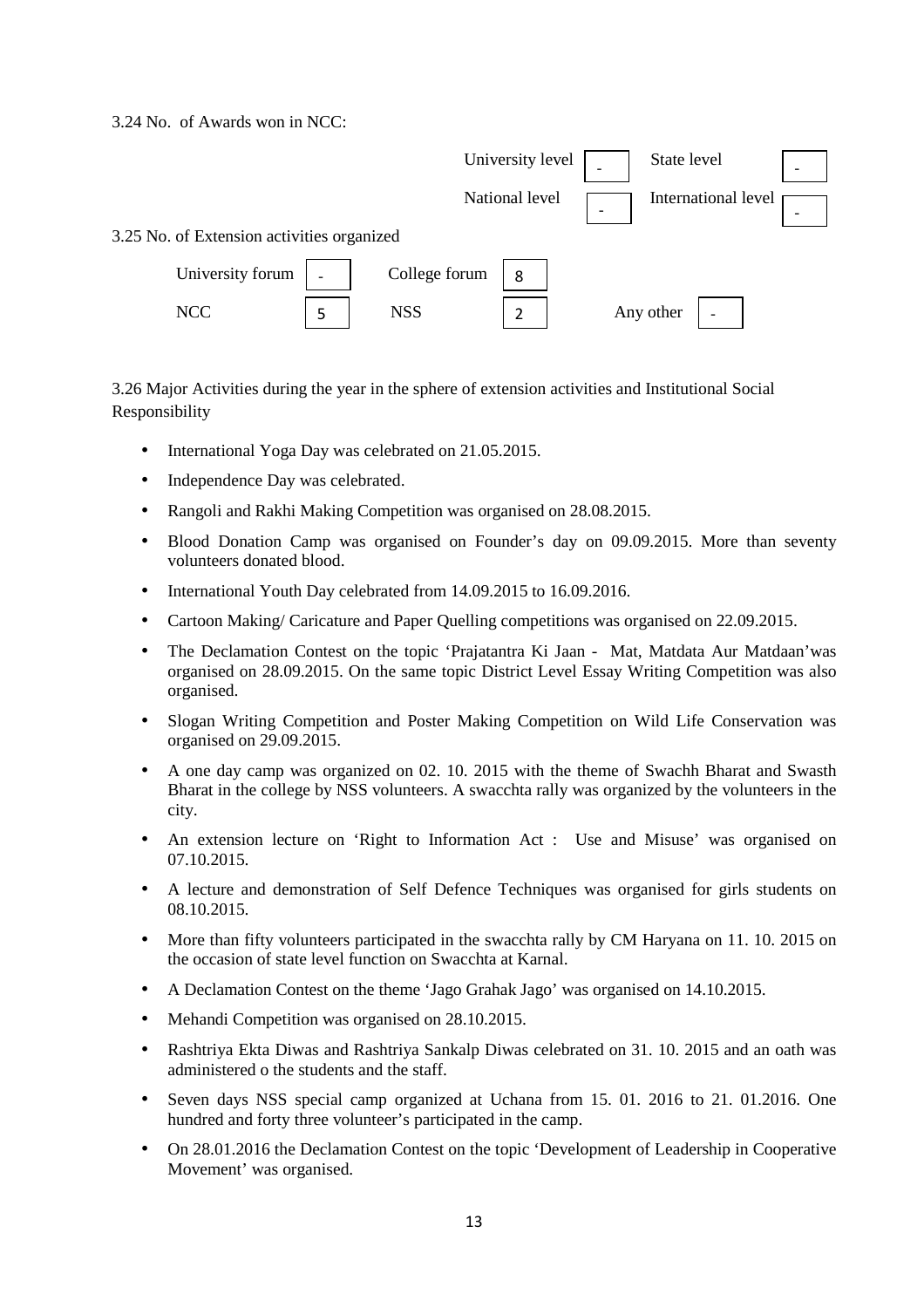3.24 No. of Awards won in NCC:

| | | | |
|---|---|---|---|
| University level | - | State level | - |
| National level | - | International level | - |

3.25 No. of Extension activities organized

| | | | | | |
|---|---|---|---|---|---|
| University forum | - | College forum | 8 | | |
| NCC | 5 | NSS | 2 | Any other | - |

3.26 Major Activities during the year in the sphere of extension activities and Institutional Social Responsibility

- International Yoga Day was celebrated on 21.05.2015.
- Independence Day was celebrated.
- Rangoli and Rakhi Making Competition was organised on 28.08.2015.
- Blood Donation Camp was organised on Founder's day on 09.09.2015. More than seventy volunteers donated blood.
- International Youth Day celebrated from 14.09.2015 to 16.09.2016.
- Cartoon Making/ Caricature and Paper Quelling competitions was organised on 22.09.2015.
- The Declamation Contest on the topic 'Prajatantra Ki Jaan - Mat, Matdata Aur Matdaan'was organised on 28.09.2015. On the same topic District Level Essay Writing Competition was also organised.
- Slogan Writing Competition and Poster Making Competition on Wild Life Conservation was organised on 29.09.2015.
- A one day camp was organized on 02. 10. 2015 with the theme of Swachh Bharat and Swasth Bharat in the college by NSS volunteers. A swacchta rally was organized by the volunteers in the city.
- An extension lecture on 'Right to Information Act : Use and Misuse' was organised on 07.10.2015.
- A lecture and demonstration of Self Defence Techniques was organised for girls students on 08.10.2015.
- More than fifty volunteers participated in the swacchta rally by CM Haryana on 11. 10. 2015 on the occasion of state level function on Swacchta at Karnal.
- A Declamation Contest on the theme 'Jago Grahak Jago' was organised on 14.10.2015.
- Mehandi Competition was organised on 28.10.2015.
- Rashtriya Ekta Diwas and Rashtriya Sankalp Diwas celebrated on 31. 10. 2015 and an oath was administered o the students and the staff.
- Seven days NSS special camp organized at Uchana from 15. 01. 2016 to 21. 01.2016. One hundred and forty three volunteer's participated in the camp.
- On 28.01.2016 the Declamation Contest on the topic 'Development of Leadership in Cooperative Movement' was organised.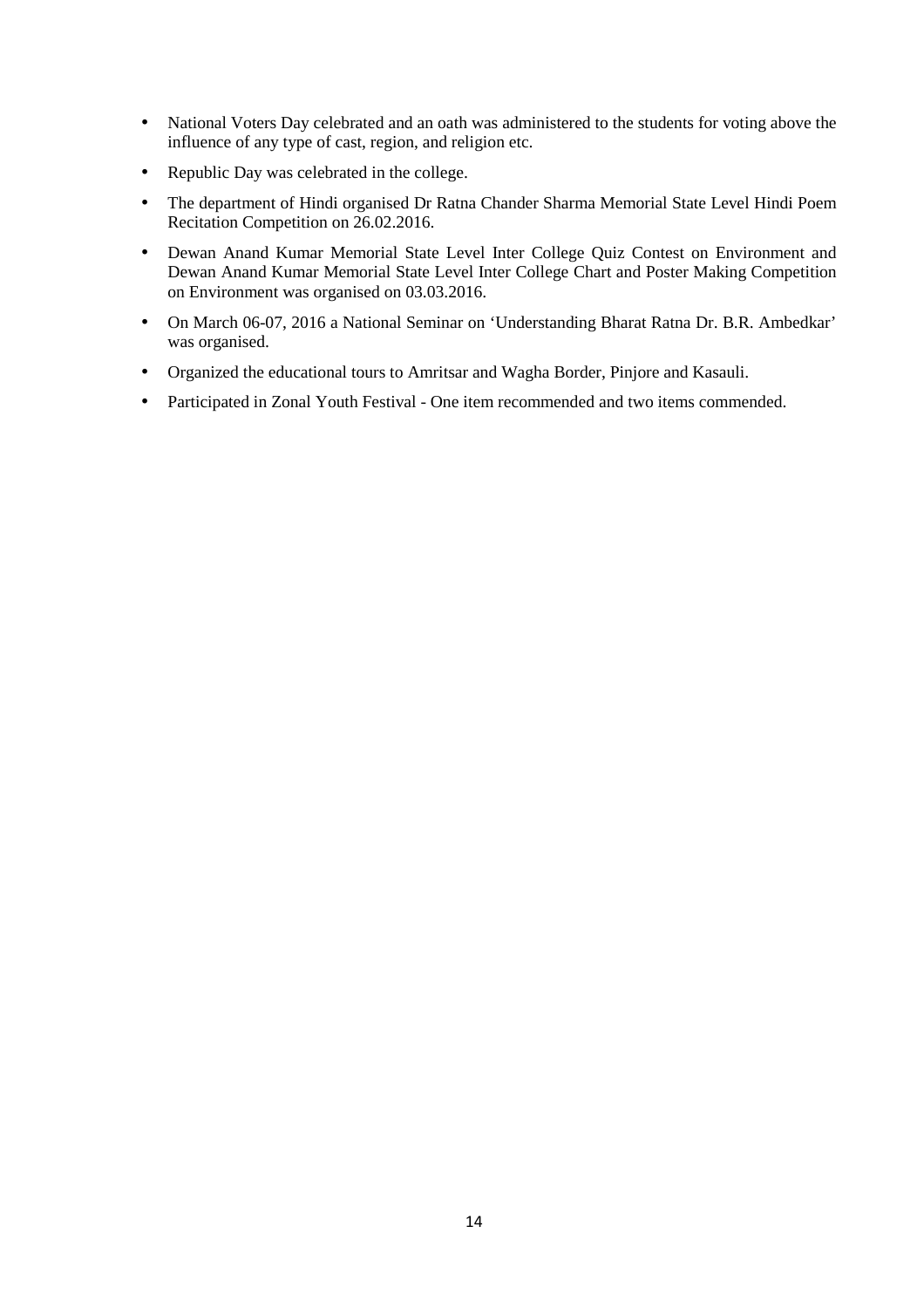- National Voters Day celebrated and an oath was administered to the students for voting above the influence of any type of cast, region, and religion etc.
- Republic Day was celebrated in the college.
- The department of Hindi organised Dr Ratna Chander Sharma Memorial State Level Hindi Poem Recitation Competition on 26.02.2016.
- Dewan Anand Kumar Memorial State Level Inter College Quiz Contest on Environment and Dewan Anand Kumar Memorial State Level Inter College Chart and Poster Making Competition on Environment was organised on 03.03.2016.
- On March 06-07, 2016 a National Seminar on 'Understanding Bharat Ratna Dr. B.R. Ambedkar' was organised.
- Organized the educational tours to Amritsar and Wagha Border, Pinjore and Kasauli.
- Participated in Zonal Youth Festival - One item recommended and two items commended.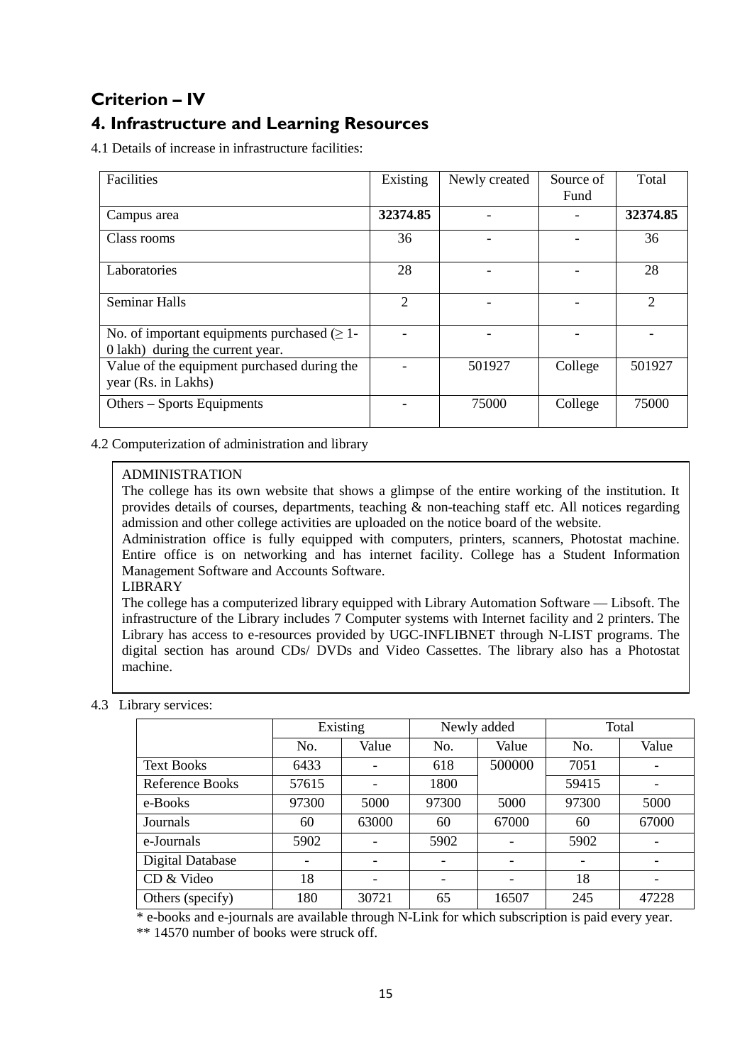## Criterion – IV

## 4. Infrastructure and Learning Resources

4.1 Details of increase in infrastructure facilities:

| Facilities | Existing | Newly created | Source of Fund | Total |
|---|---|---|---|---|
| Campus area | **32374.85** | - | - | **32374.85** |
| Class rooms | 36 | - | - | 36 |
| Laboratories | 28 | - | - | 28 |
| Seminar Halls | 2 | - | - | 2 |
| No. of important equipments purchased (≥ 1-0 lakh) during the current year. | - | - | - | - |
| Value of the equipment purchased during the year (Rs. in Lakhs) | - | 501927 | College | 501927 |
| Others – Sports Equipments | - | 75000 | College | 75000 |

4.2 Computerization of administration and library

ADMINISTRATION

The college has its own website that shows a glimpse of the entire working of the institution. It provides details of courses, departments, teaching & non-teaching staff etc. All notices regarding admission and other college activities are uploaded on the notice board of the website.

Administration office is fully equipped with computers, printers, scanners, Photostat machine. Entire office is on networking and has internet facility. College has a Student Information Management Software and Accounts Software.

LIBRARY

The college has a computerized library equipped with Library Automation Software — Libsoft. The infrastructure of the Library includes 7 Computer systems with Internet facility and 2 printers. The Library has access to e-resources provided by UGC-INFLIBNET through N-LIST programs. The digital section has around CDs/ DVDs and Video Cassettes. The library also has a Photostat machine.

4.3 Library services:

| | Existing | | Newly added | | Total | |
|---|---|---|---|---|---|---|
| | No. | Value | No. | Value | No. | Value |
| Text Books | 6433 | - | 618 | 500000 | 7051 | - |
| Reference Books | 57615 | - | 1800 | | 59415 | - |
| e-Books | 97300 | 5000 | 97300 | 5000 | 97300 | 5000 |
| Journals | 60 | 63000 | 60 | 67000 | 60 | 67000 |
| e-Journals | 5902 | - | 5902 | - | 5902 | - |
| Digital Database | - | - | - | - | - | - |
| CD & Video | 18 | - | - | - | 18 | - |
| Others (specify) | 180 | 30721 | 65 | 16507 | 245 | 47228 |

\* e-books and e-journals are available through N-Link for which subscription is paid every year.

\*\* 14570 number of books were struck off.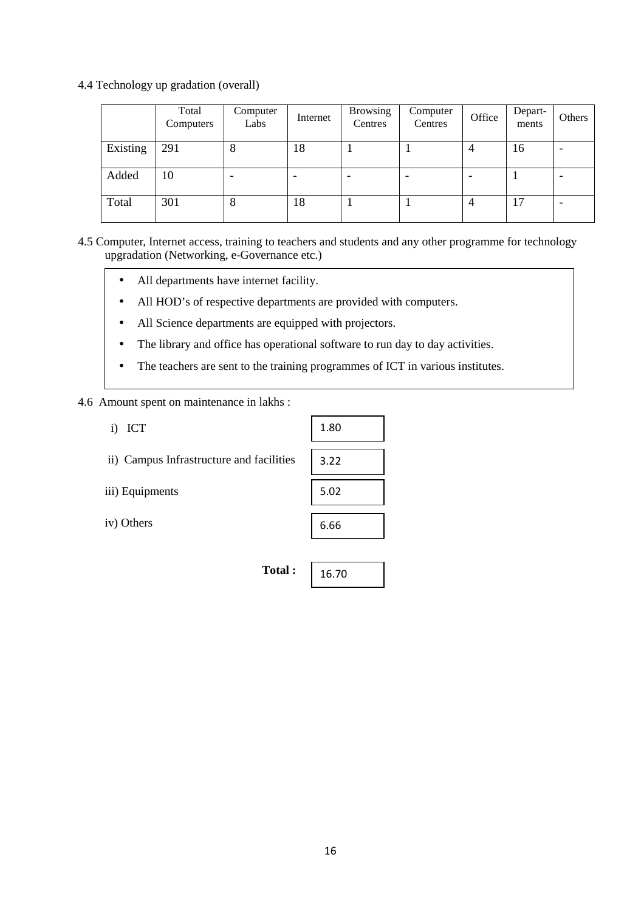4.4 Technology up gradation (overall)

| | Total Computers | Computer Labs | Internet | Browsing Centres | Computer Centres | Office | Depart-ments | Others |
|---|---|---|---|---|---|---|---|---|
| Existing | 291 | 8 | 18 | 1 | 1 | 4 | 16 | - |
| Added | 10 | - | - | - | - | - | 1 | - |
| Total | 301 | 8 | 18 | 1 | 1 | 4 | 17 | - |

4.5 Computer, Internet access, training to teachers and students and any other programme for technology upgradation (Networking, e-Governance etc.)

- All departments have internet facility.
- All HOD's of respective departments are provided with computers.
- All Science departments are equipped with projectors.
- The library and office has operational software to run day to day activities.
- The teachers are sent to the training programmes of ICT in various institutes.

4.6 Amount spent on maintenance in lakhs :

| | |
|---|---|
| i) ICT | 1.80 |
| ii) Campus Infrastructure and facilities | 3.22 |
| iii) Equipments | 5.02 |
| iv) Others | 6.66 |
| **Total :** | 16.70 |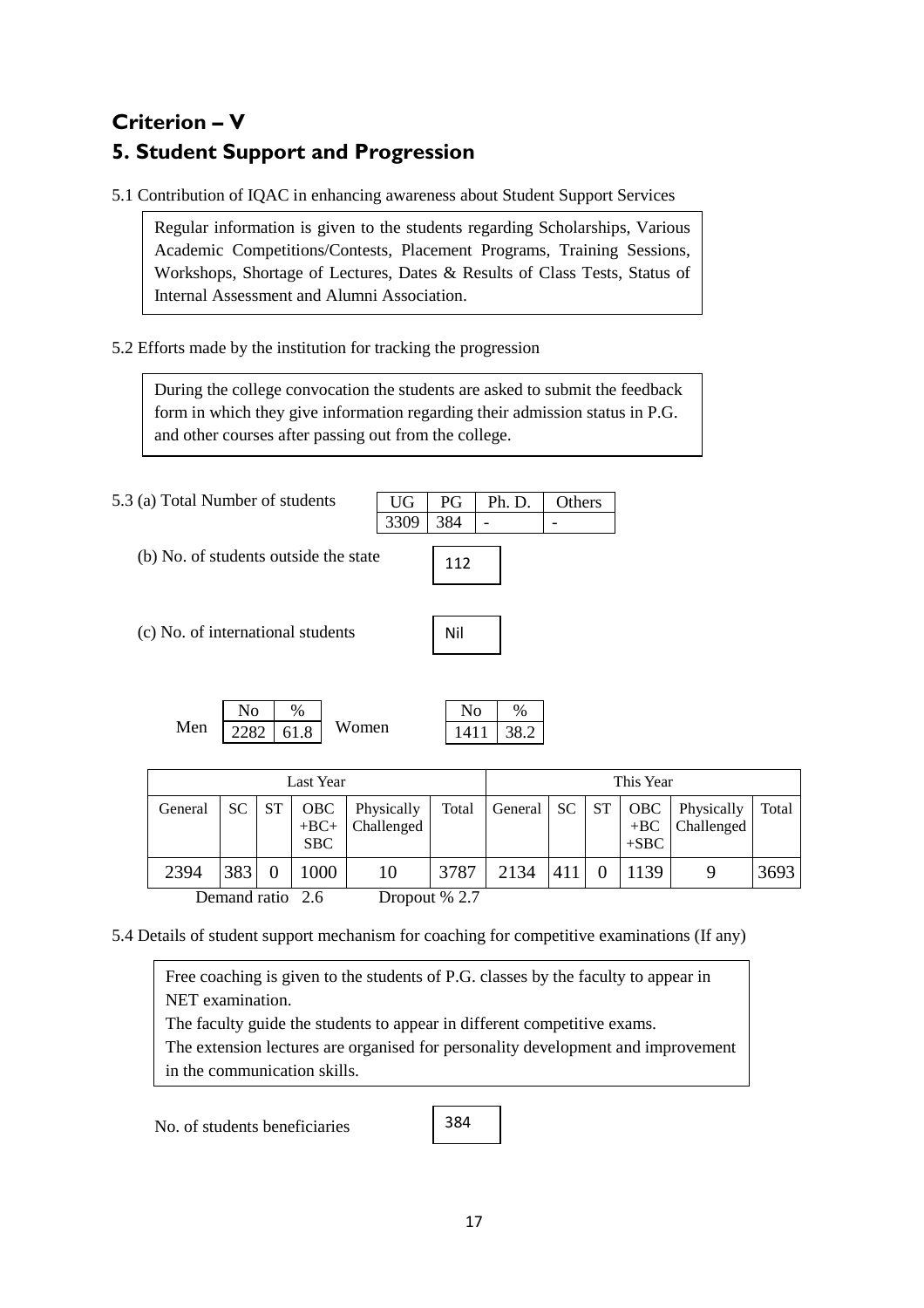## Criterion – V

## 5. Student Support and Progression

5.1 Contribution of IQAC in enhancing awareness about Student Support Services

> Regular information is given to the students regarding Scholarships, Various Academic Competitions/Contests, Placement Programs, Training Sessions, Workshops, Shortage of Lectures, Dates & Results of Class Tests, Status of Internal Assessment and Alumni Association.

5.2 Efforts made by the institution for tracking the progression

> During the college convocation the students are asked to submit the feedback form in which they give information regarding their admission status in P.G. and other courses after passing out from the college.

5.3 (a) Total Number of students

| UG | PG | Ph. D. | Others |
|---|---|---|---|
| 3309 | 384 | - | - |

(b) No. of students outside the state: 112

(c) No. of international students: Nil

| | No | % |
|---|---|---|
| Men | 2282 | 61.8 |
| Women | 1411 | 38.2 |

| Last Year | | | | | | This Year | | | | | |
|---|---|---|---|---|---|---|---|---|---|---|---|
| General | SC | ST | OBC +BC+ SBC | Physically Challenged | Total | General | SC | ST | OBC +BC +SBC | Physically Challenged | Total |
| 2394 | 383 | 0 | 1000 | 10 | 3787 | 2134 | 411 | 0 | 1139 | 9 | 3693 |

Demand ratio 2.6 Dropout % 2.7

5.4 Details of student support mechanism for coaching for competitive examinations (If any)

> Free coaching is given to the students of P.G. classes by the faculty to appear in NET examination.
> The faculty guide the students to appear in different competitive exams.
> The extension lectures are organised for personality development and improvement in the communication skills.

No. of students beneficiaries: 384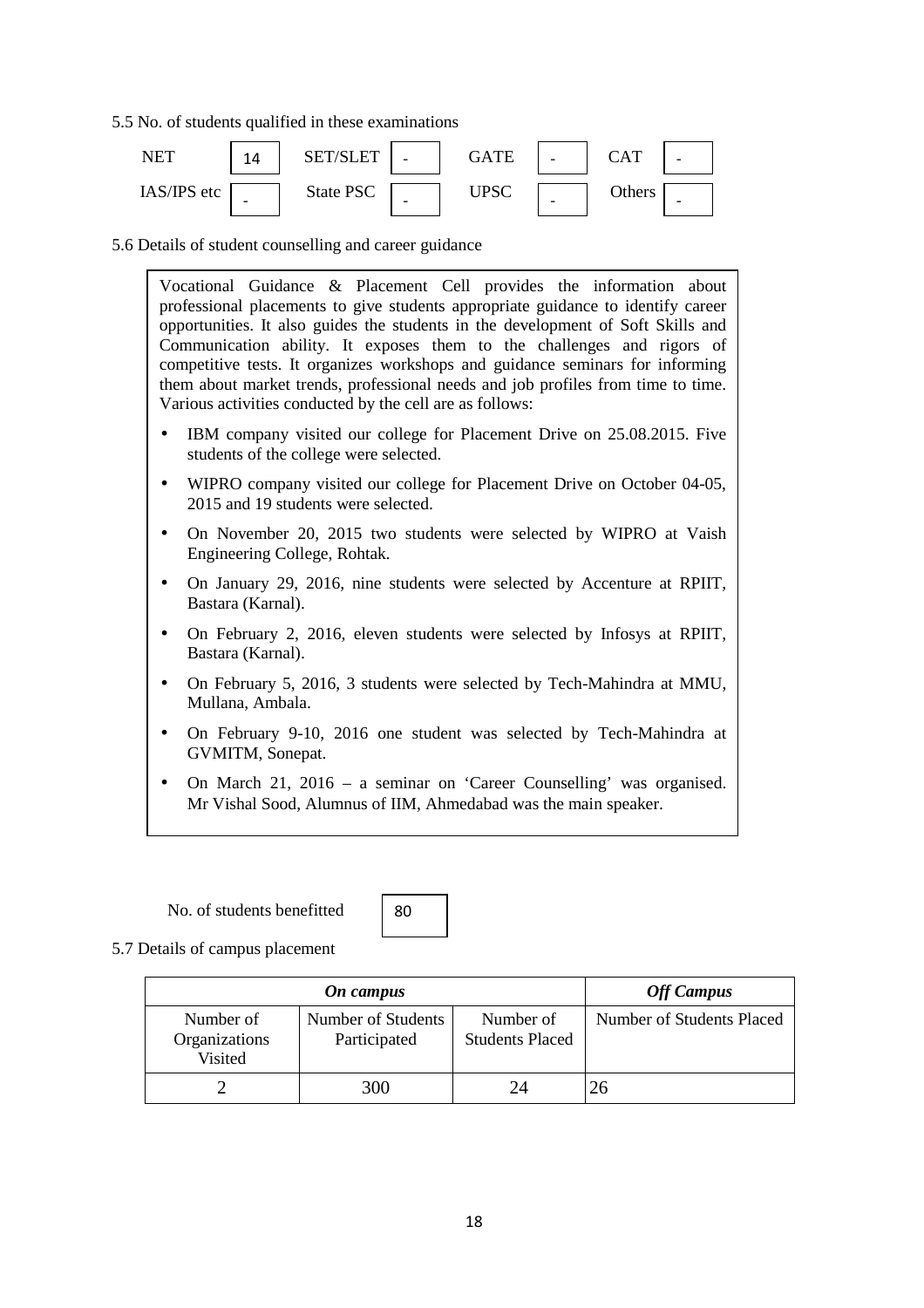5.5 No. of students qualified in these examinations

| NET | 14 | SET/SLET | - | GATE | - | CAT | - |
|---|---|---|---|---|---|---|---|
| IAS/IPS etc | - | State PSC | - | UPSC | - | Others | - |

5.6 Details of student counselling and career guidance

Vocational Guidance & Placement Cell provides the information about professional placements to give students appropriate guidance to identify career opportunities. It also guides the students in the development of Soft Skills and Communication ability. It exposes them to the challenges and rigors of competitive tests. It organizes workshops and guidance seminars for informing them about market trends, professional needs and job profiles from time to time. Various activities conducted by the cell are as follows:

- IBM company visited our college for Placement Drive on 25.08.2015. Five students of the college were selected.
- WIPRO company visited our college for Placement Drive on October 04-05, 2015 and 19 students were selected.
- On November 20, 2015 two students were selected by WIPRO at Vaish Engineering College, Rohtak.
- On January 29, 2016, nine students were selected by Accenture at RPIIT, Bastara (Karnal).
- On February 2, 2016, eleven students were selected by Infosys at RPIIT, Bastara (Karnal).
- On February 5, 2016, 3 students were selected by Tech-Mahindra at MMU, Mullana, Ambala.
- On February 9-10, 2016 one student was selected by Tech-Mahindra at GVMITM, Sonepat.
- On March 21, 2016 – a seminar on 'Career Counselling' was organised. Mr Vishal Sood, Alumnus of IIM, Ahmedabad was the main speaker.

No. of students benefitted: 80

5.7 Details of campus placement

| *On campus* | | | *Off Campus* |
|---|---|---|---|
| Number of Organizations Visited | Number of Students Participated | Number of Students Placed | Number of Students Placed |
| 2 | 300 | 24 | 26 |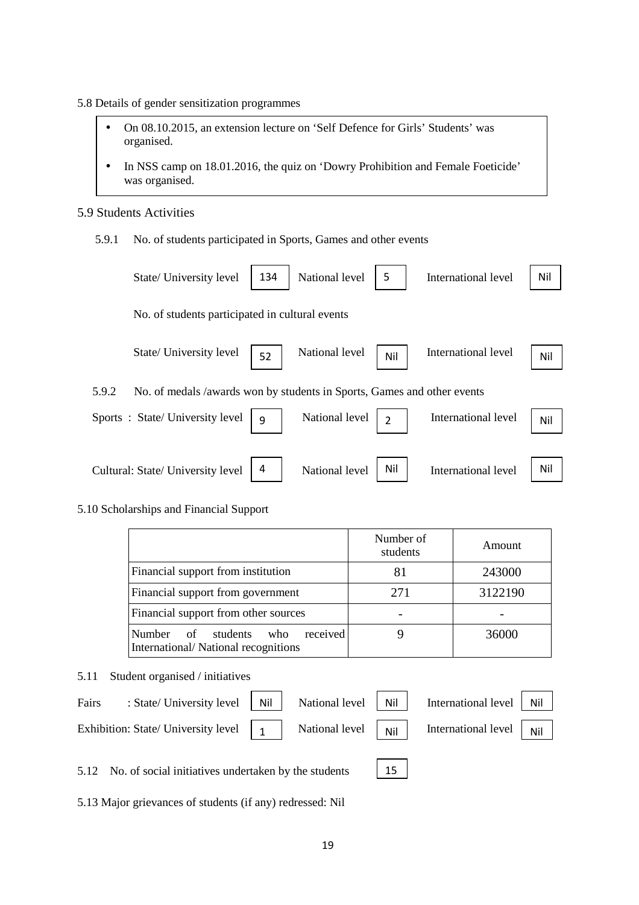5.8 Details of gender sensitization programmes

- On 08.10.2015, an extension lecture on 'Self Defence for Girls' Students' was organised.
- In NSS camp on 18.01.2016, the quiz on 'Dowry Prohibition and Female Foeticide' was organised.

5.9 Students Activities

5.9.1 No. of students participated in Sports, Games and other events

State/ University level: 134 | National level: 5 | International level: Nil

No. of students participated in cultural events

State/ University level: 52 | National level: Nil | International level: Nil

5.9.2 No. of medals /awards won by students in Sports, Games and other events

Sports : State/ University level: 9 | National level: 2 | International level: Nil

Cultural: State/ University level: 4 | National level: Nil | International level: Nil

5.10 Scholarships and Financial Support

| | Number of students | Amount |
|---|---|---|
| Financial support from institution | 81 | 243000 |
| Financial support from government | 271 | 3122190 |
| Financial support from other sources | - | - |
| Number of students who received International/ National recognitions | 9 | 36000 |

5.11 Student organised / initiatives

Fairs : State/ University level: Nil | National level: Nil | International level: Nil

Exhibition: State/ University level: 1 | National level: Nil | International level: Nil

5.12 No. of social initiatives undertaken by the students: 15

5.13 Major grievances of students (if any) redressed: Nil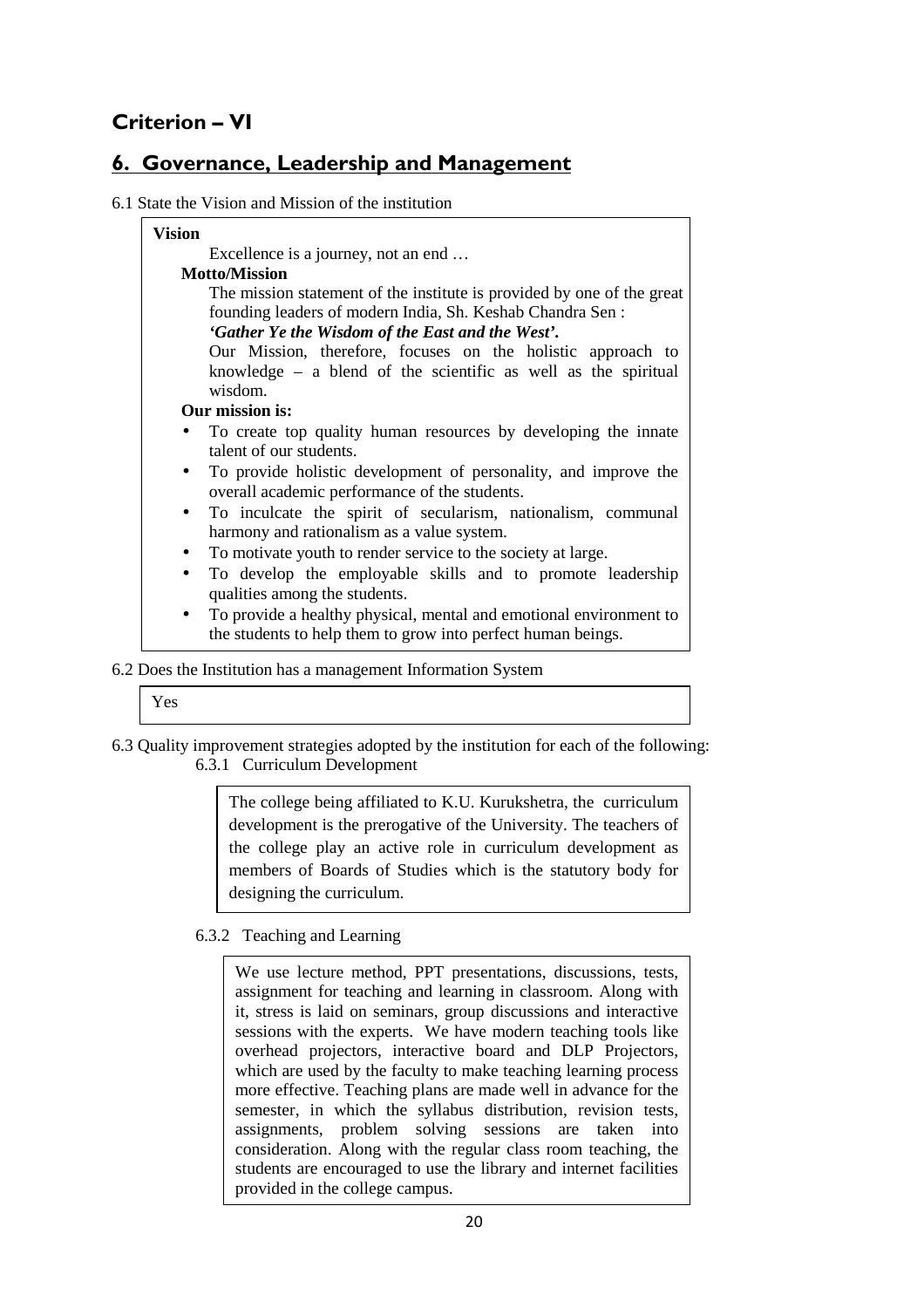# Criterion – VI

## 6. Governance, Leadership and Management

6.1 State the Vision and Mission of the institution

**Vision**

Excellence is a journey, not an end …

**Motto/Mission**

The mission statement of the institute is provided by one of the great founding leaders of modern India, Sh. Keshab Chandra Sen :

***'Gather Ye the Wisdom of the East and the West'.***

Our Mission, therefore, focuses on the holistic approach to knowledge – a blend of the scientific as well as the spiritual wisdom.

**Our mission is:**

- To create top quality human resources by developing the innate talent of our students.
- To provide holistic development of personality, and improve the overall academic performance of the students.
- To inculcate the spirit of secularism, nationalism, communal harmony and rationalism as a value system.
- To motivate youth to render service to the society at large.
- To develop the employable skills and to promote leadership qualities among the students.
- To provide a healthy physical, mental and emotional environment to the students to help them to grow into perfect human beings.

6.2 Does the Institution has a management Information System

Yes

6.3 Quality improvement strategies adopted by the institution for each of the following:

6.3.1 Curriculum Development

The college being affiliated to K.U. Kurukshetra, the curriculum development is the prerogative of the University. The teachers of the college play an active role in curriculum development as members of Boards of Studies which is the statutory body for designing the curriculum.

6.3.2 Teaching and Learning

We use lecture method, PPT presentations, discussions, tests, assignment for teaching and learning in classroom. Along with it, stress is laid on seminars, group discussions and interactive sessions with the experts. We have modern teaching tools like overhead projectors, interactive board and DLP Projectors, which are used by the faculty to make teaching learning process more effective. Teaching plans are made well in advance for the semester, in which the syllabus distribution, revision tests, assignments, problem solving sessions are taken into consideration. Along with the regular class room teaching, the students are encouraged to use the library and internet facilities provided in the college campus.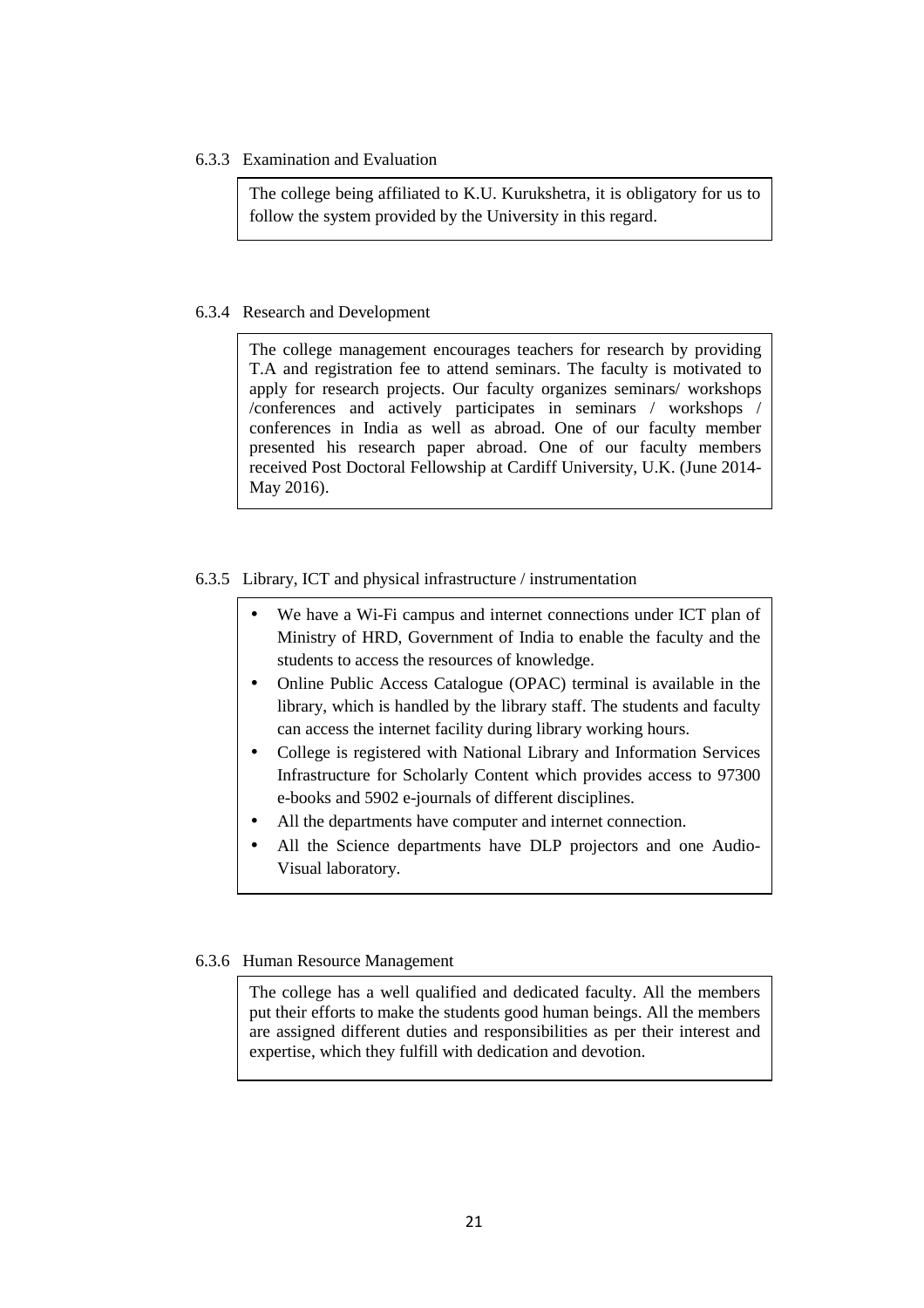6.3.3 Examination and Evaluation

The college being affiliated to K.U. Kurukshetra, it is obligatory for us to follow the system provided by the University in this regard.

6.3.4 Research and Development

The college management encourages teachers for research by providing T.A and registration fee to attend seminars. The faculty is motivated to apply for research projects. Our faculty organizes seminars/ workshops /conferences and actively participates in seminars / workshops / conferences in India as well as abroad. One of our faculty member presented his research paper abroad. One of our faculty members received Post Doctoral Fellowship at Cardiff University, U.K. (June 2014-May 2016).

6.3.5 Library, ICT and physical infrastructure / instrumentation

- We have a Wi-Fi campus and internet connections under ICT plan of Ministry of HRD, Government of India to enable the faculty and the students to access the resources of knowledge.
- Online Public Access Catalogue (OPAC) terminal is available in the library, which is handled by the library staff. The students and faculty can access the internet facility during library working hours.
- College is registered with National Library and Information Services Infrastructure for Scholarly Content which provides access to 97300 e-books and 5902 e-journals of different disciplines.
- All the departments have computer and internet connection.
- All the Science departments have DLP projectors and one Audio-Visual laboratory.

6.3.6 Human Resource Management

The college has a well qualified and dedicated faculty. All the members put their efforts to make the students good human beings. All the members are assigned different duties and responsibilities as per their interest and expertise, which they fulfill with dedication and devotion.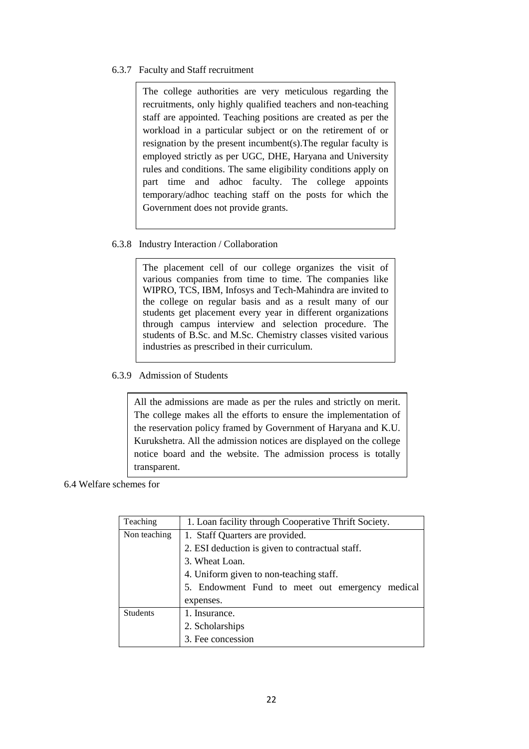6.3.7 Faculty and Staff recruitment

The college authorities are very meticulous regarding the recruitments, only highly qualified teachers and non-teaching staff are appointed. Teaching positions are created as per the workload in a particular subject or on the retirement of or resignation by the present incumbent(s).The regular faculty is employed strictly as per UGC, DHE, Haryana and University rules and conditions. The same eligibility conditions apply on part time and adhoc faculty. The college appoints temporary/adhoc teaching staff on the posts for which the Government does not provide grants.

6.3.8 Industry Interaction / Collaboration

The placement cell of our college organizes the visit of various companies from time to time. The companies like WIPRO, TCS, IBM, Infosys and Tech-Mahindra are invited to the college on regular basis and as a result many of our students get placement every year in different organizations through campus interview and selection procedure. The students of B.Sc. and M.Sc. Chemistry classes visited various industries as prescribed in their curriculum.

6.3.9 Admission of Students

All the admissions are made as per the rules and strictly on merit. The college makes all the efforts to ensure the implementation of the reservation policy framed by Government of Haryana and K.U. Kurukshetra. All the admission notices are displayed on the college notice board and the website. The admission process is totally transparent.

6.4 Welfare schemes for

| | |
|---|---|
| Teaching | 1. Loan facility through Cooperative Thrift Society. |
| Non teaching | 1. Staff Quarters are provided.<br>2. ESI deduction is given to contractual staff.<br>3. Wheat Loan.<br>4. Uniform given to non-teaching staff.<br>5. Endowment Fund to meet out emergency medical expenses. |
| Students | 1. Insurance.<br>2. Scholarships<br>3. Fee concession |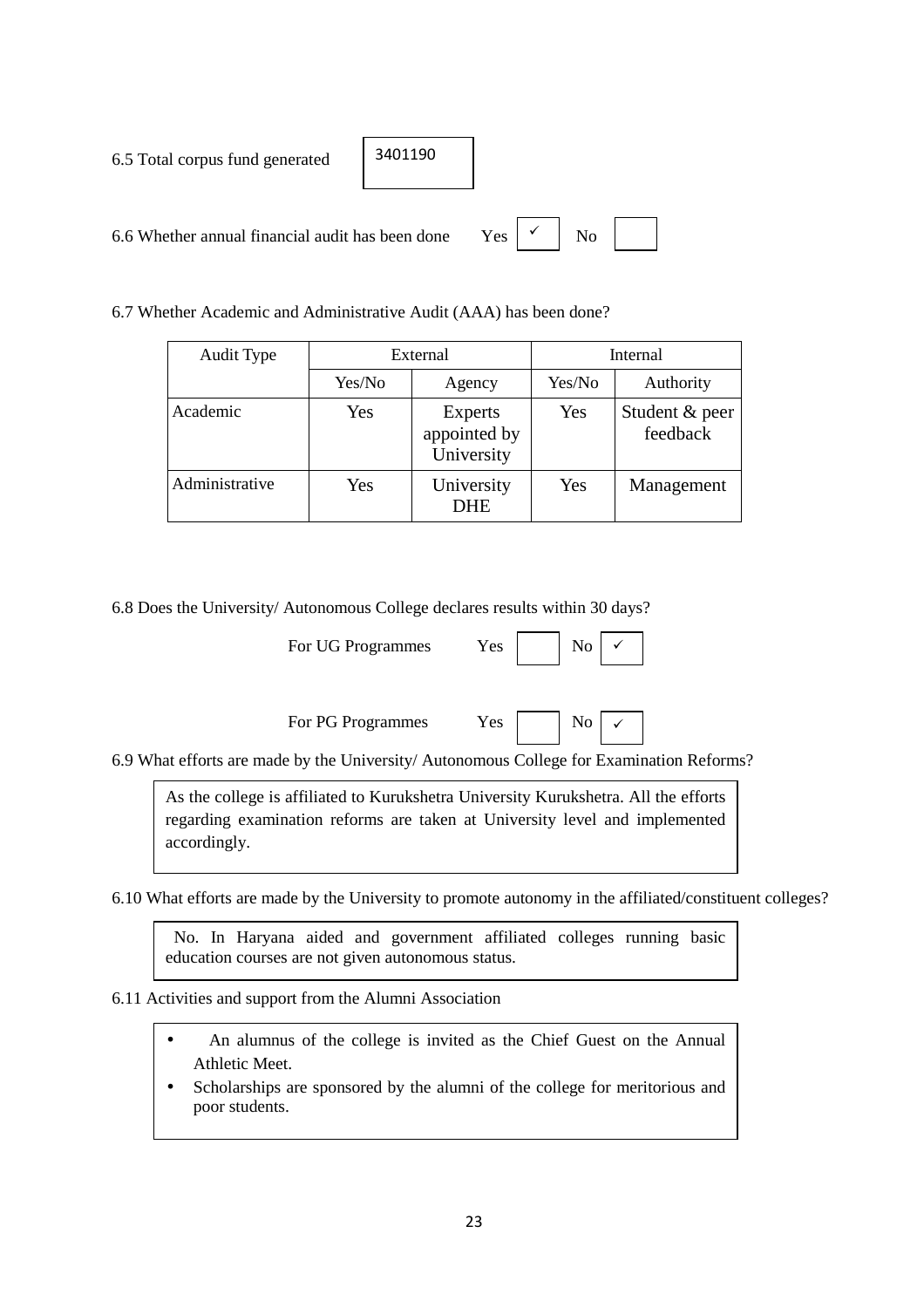6.5 Total corpus fund generated 3401190

6.6 Whether annual financial audit has been done Yes ✓ No

6.7 Whether Academic and Administrative Audit (AAA) has been done?

| Audit Type | External | | Internal | |
|---|---|---|---|---|
| | Yes/No | Agency | Yes/No | Authority |
| Academic | Yes | Experts appointed by University | Yes | Student & peer feedback |
| Administrative | Yes | University DHE | Yes | Management |

6.8 Does the University/ Autonomous College declares results within 30 days?

For UG Programmes Yes No ✓

For PG Programmes Yes No ✓

6.9 What efforts are made by the University/ Autonomous College for Examination Reforms?

As the college is affiliated to Kurukshetra University Kurukshetra. All the efforts regarding examination reforms are taken at University level and implemented accordingly.

6.10 What efforts are made by the University to promote autonomy in the affiliated/constituent colleges?

No. In Haryana aided and government affiliated colleges running basic education courses are not given autonomous status.

6.11 Activities and support from the Alumni Association

- An alumnus of the college is invited as the Chief Guest on the Annual Athletic Meet.
- Scholarships are sponsored by the alumni of the college for meritorious and poor students.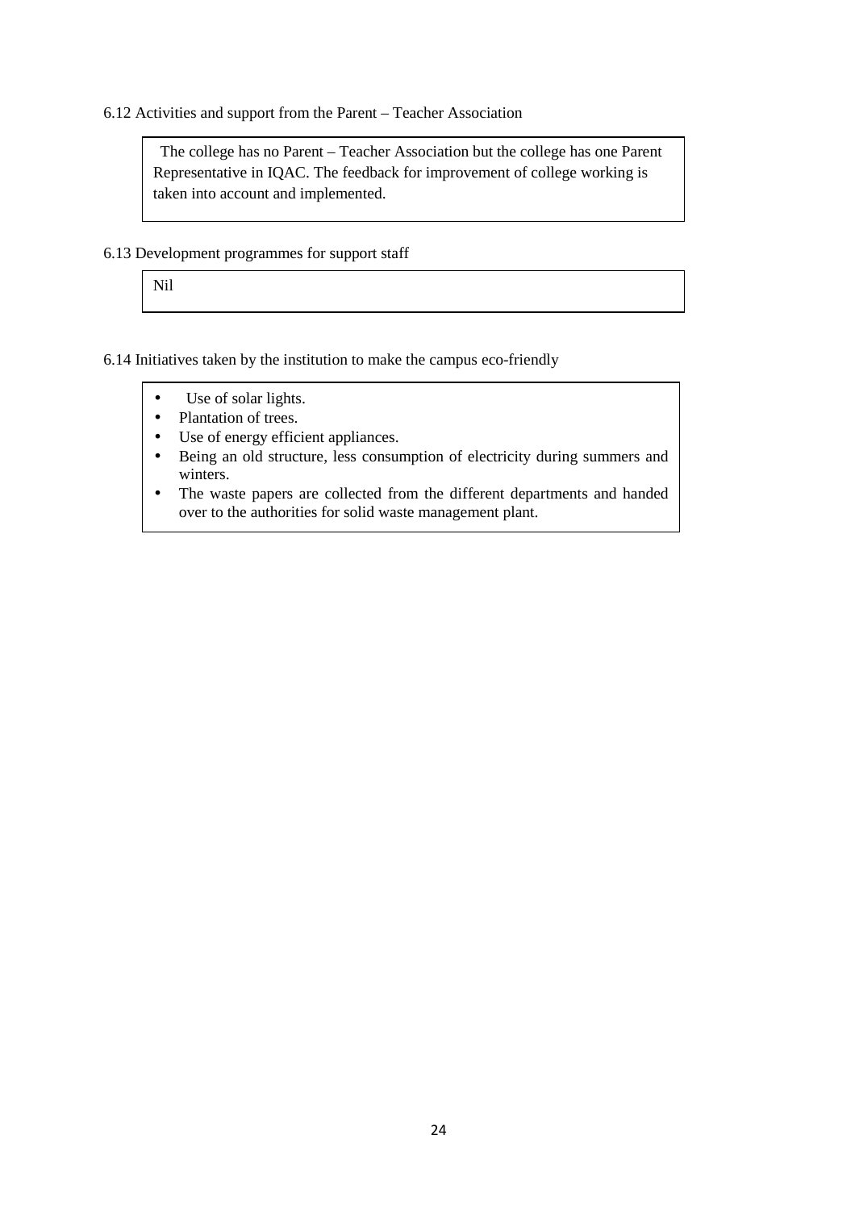6.12 Activities and support from the Parent – Teacher Association

The college has no Parent – Teacher Association but the college has one Parent Representative in IQAC. The feedback for improvement of college working is taken into account and implemented.

6.13 Development programmes for support staff

Nil

6.14 Initiatives taken by the institution to make the campus eco-friendly

- Use of solar lights.
- Plantation of trees.
- Use of energy efficient appliances.
- Being an old structure, less consumption of electricity during summers and winters.
- The waste papers are collected from the different departments and handed over to the authorities for solid waste management plant.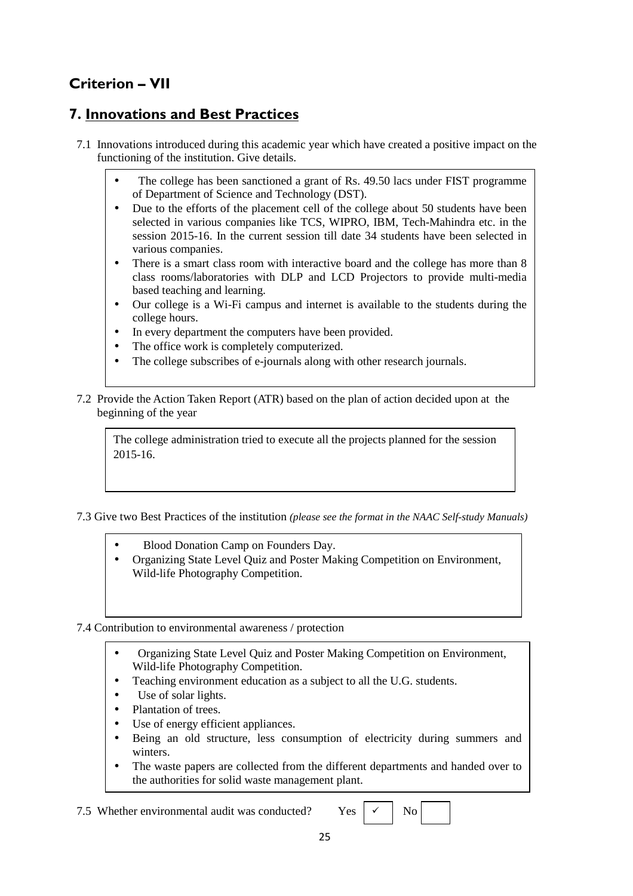## Criterion – VII

## 7. Innovations and Best Practices

7.1 Innovations introduced during this academic year which have created a positive impact on the functioning of the institution. Give details.

- The college has been sanctioned a grant of Rs. 49.50 lacs under FIST programme of Department of Science and Technology (DST).
- Due to the efforts of the placement cell of the college about 50 students have been selected in various companies like TCS, WIPRO, IBM, Tech-Mahindra etc. in the session 2015-16. In the current session till date 34 students have been selected in various companies.
- There is a smart class room with interactive board and the college has more than 8 class rooms/laboratories with DLP and LCD Projectors to provide multi-media based teaching and learning.
- Our college is a Wi-Fi campus and internet is available to the students during the college hours.
- In every department the computers have been provided.
- The office work is completely computerized.
- The college subscribes of e-journals along with other research journals.

7.2 Provide the Action Taken Report (ATR) based on the plan of action decided upon at the beginning of the year

The college administration tried to execute all the projects planned for the session 2015-16.

7.3 Give two Best Practices of the institution *(please see the format in the NAAC Self-study Manuals)*

- Blood Donation Camp on Founders Day.
- Organizing State Level Quiz and Poster Making Competition on Environment, Wild-life Photography Competition.

7.4 Contribution to environmental awareness / protection

- Organizing State Level Quiz and Poster Making Competition on Environment, Wild-life Photography Competition.
- Teaching environment education as a subject to all the U.G. students.
- Use of solar lights.
- Plantation of trees.
- Use of energy efficient appliances.
- Being an old structure, less consumption of electricity during summers and winters.
- The waste papers are collected from the different departments and handed over to the authorities for solid waste management plant.

7.5 Whether environmental audit was conducted? Yes ✓ No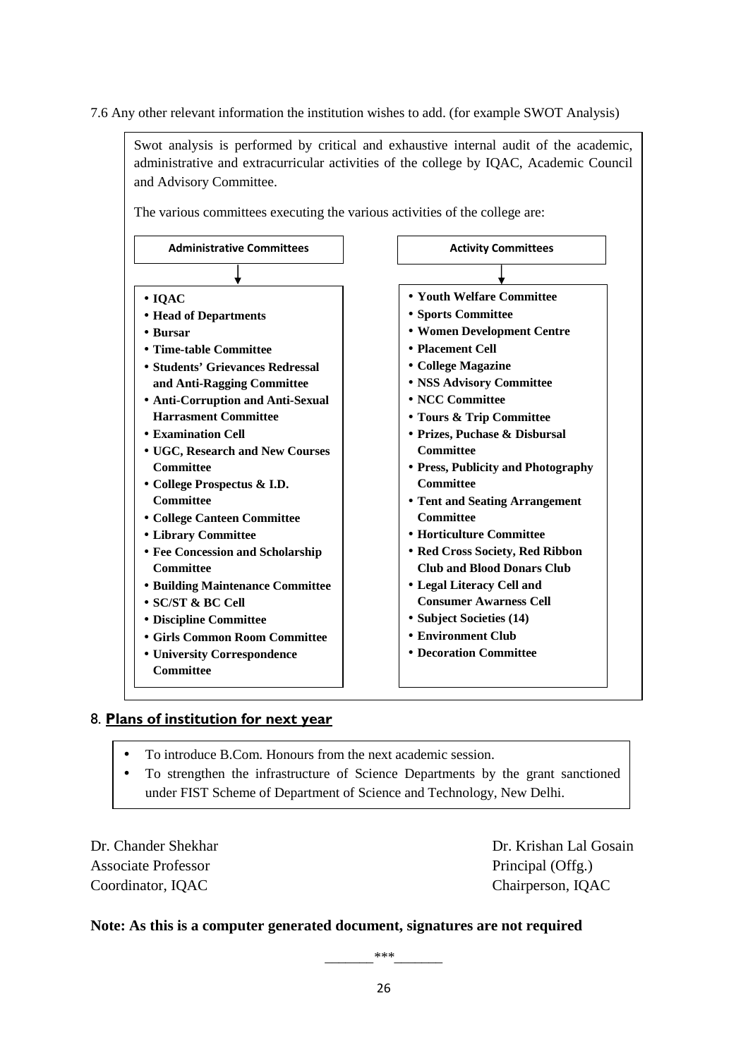7.6 Any other relevant information the institution wishes to add. (for example SWOT Analysis)

Swot analysis is performed by critical and exhaustive internal audit of the academic, administrative and extracurricular activities of the college by IQAC, Academic Council and Advisory Committee.

The various committees executing the various activities of the college are:

**Administrative Committees**

- **IQAC**
- **Head of Departments**
- **Bursar**
- **Time-table Committee**
- **Students' Grievances Redressal and Anti-Ragging Committee**
- **Anti-Corruption and Anti-Sexual Harrasment Committee**
- **Examination Cell**
- **UGC, Research and New Courses Committee**
- **College Prospectus & I.D. Committee**
- **College Canteen Committee**
- **Library Committee**
- **Fee Concession and Scholarship Committee**
- **Building Maintenance Committee**
- **SC/ST & BC Cell**
- **Discipline Committee**
- **Girls Common Room Committee**
- **University Correspondence Committee**

**Activity Committees**

- **Youth Welfare Committee**
- **Sports Committee**
- **Women Development Centre**
- **Placement Cell**
- **College Magazine**
- **NSS Advisory Committee**
- **NCC Committee**
- **Tours & Trip Committee**
- **Prizes, Puchase & Disbursal Committee**
- **Press, Publicity and Photography Committee**
- **Tent and Seating Arrangement Committee**
- **Horticulture Committee**
- **Red Cross Society, Red Ribbon Club and Blood Donars Club**
- **Legal Literacy Cell and Consumer Awarness Cell**
- **Subject Societies (14)**
- **Environment Club**
- **Decoration Committee**

## 8. Plans of institution for next year

- To introduce B.Com. Honours from the next academic session.
- To strengthen the infrastructure of Science Departments by the grant sanctioned under FIST Scheme of Department of Science and Technology, New Delhi.

Dr. Chander Shekhar
Associate Professor
Coordinator, IQAC

Dr. Krishan Lal Gosain
Principal (Offg.)
Chairperson, IQAC

**Note: As this is a computer generated document, signatures are not required**

_______***_______